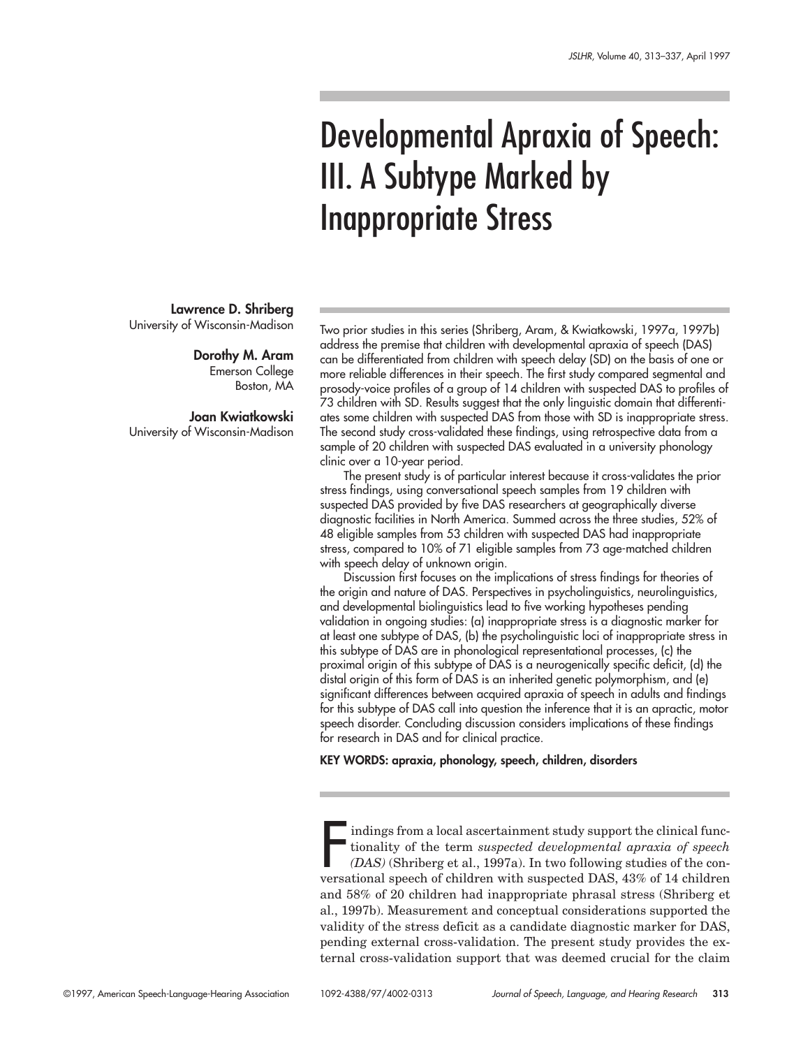# Developmental Apraxia of Speech: III. A Subtype Marked by Inappropriate Stress

**Lawrence D. Shriberg**
University of Wisconsin-Madison

**Dorothy M. Aram**
Emerson College
Boston, MA

**Joan Kwiatkowski**
University of Wisconsin-Madison

Two prior studies in this series (Shriberg, Aram, & Kwiatkowski, 1997a, 1997b) address the premise that children with developmental apraxia of speech (DAS) can be differentiated from children with speech delay (SD) on the basis of one or more reliable differences in their speech. The first study compared segmental and prosody-voice profiles of a group of 14 children with suspected DAS to profiles of 73 children with SD. Results suggest that the only linguistic domain that differentiates some children with suspected DAS from those with SD is inappropriate stress. The second study cross-validated these findings, using retrospective data from a sample of 20 children with suspected DAS evaluated in a university phonology clinic over a 10-year period.

The present study is of particular interest because it cross-validates the prior stress findings, using conversational speech samples from 19 children with suspected DAS provided by five DAS researchers at geographically diverse diagnostic facilities in North America. Summed across the three studies, 52% of 48 eligible samples from 53 children with suspected DAS had inappropriate stress, compared to 10% of 71 eligible samples from 73 age-matched children with speech delay of unknown origin.

Discussion first focuses on the implications of stress findings for theories of the origin and nature of DAS. Perspectives in psycholinguistics, neurolinguistics, and developmental biolinguistics lead to five working hypotheses pending validation in ongoing studies: (a) inappropriate stress is a diagnostic marker for at least one subtype of DAS, (b) the psycholinguistic loci of inappropriate stress in this subtype of DAS are in phonological representational processes, (c) the proximal origin of this subtype of DAS is a neurogenically specific deficit, (d) the distal origin of this form of DAS is an inherited genetic polymorphism, and (e) significant differences between acquired apraxia of speech in adults and findings for this subtype of DAS call into question the inference that it is an apractic, motor speech disorder. Concluding discussion considers implications of these findings for research in DAS and for clinical practice.

**KEY WORDS: apraxia, phonology, speech, children, disorders**

Findings from a local ascertainment study support the clinical functionality of the term *suspected developmental apraxia of speech (DAS)* (Shriberg et al., 1997a). In two following studies of the conversational speech of children with suspected DAS, 43% of 14 children and 58% of 20 children had inappropriate phrasal stress (Shriberg et al., 1997b). Measurement and conceptual considerations supported the validity of the stress deficit as a candidate diagnostic marker for DAS, pending external cross-validation. The present study provides the external cross-validation support that was deemed crucial for the claim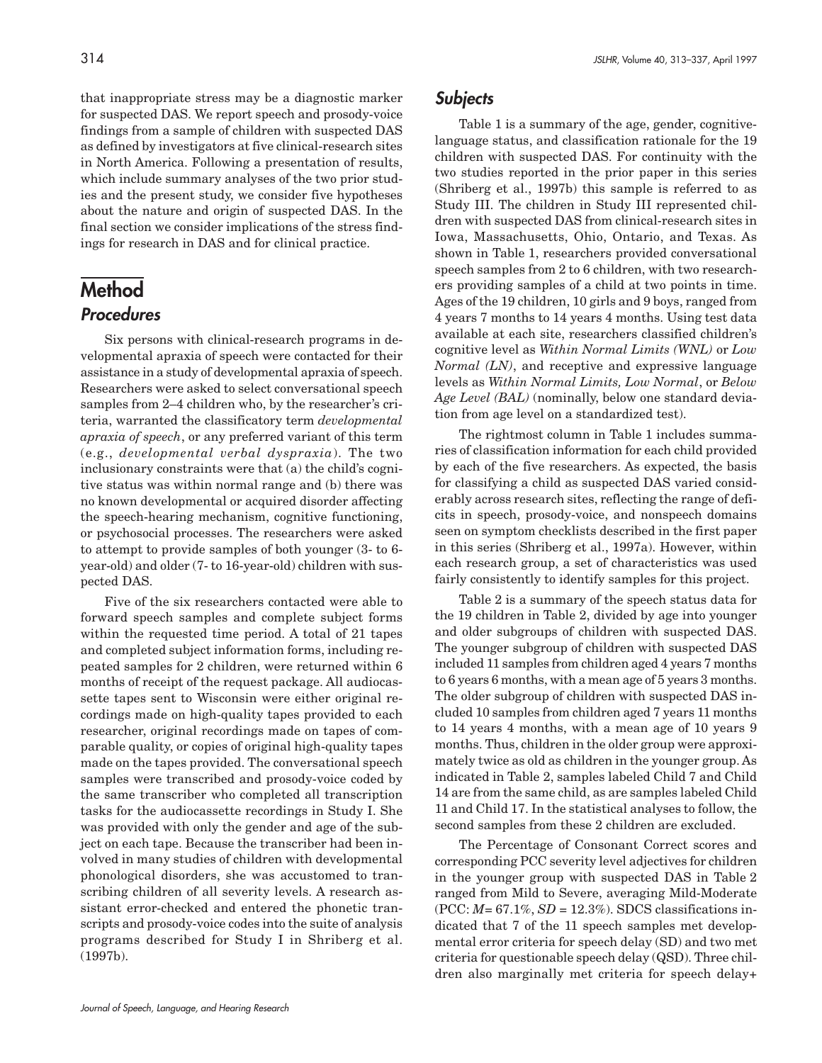that inappropriate stress may be a diagnostic marker for suspected DAS. We report speech and prosody-voice findings from a sample of children with suspected DAS as defined by investigators at five clinical-research sites in North America. Following a presentation of results, which include summary analyses of the two prior studies and the present study, we consider five hypotheses about the nature and origin of suspected DAS. In the final section we consider implications of the stress findings for research in DAS and for clinical practice.

# Method

## Procedures

Six persons with clinical-research programs in developmental apraxia of speech were contacted for their assistance in a study of developmental apraxia of speech. Researchers were asked to select conversational speech samples from 2–4 children who, by the researcher's criteria, warranted the classificatory term *developmental apraxia of speech*, or any preferred variant of this term (e.g., *developmental verbal dyspraxia*). The two inclusionary constraints were that (a) the child's cognitive status was within normal range and (b) there was no known developmental or acquired disorder affecting the speech-hearing mechanism, cognitive functioning, or psychosocial processes. The researchers were asked to attempt to provide samples of both younger (3- to 6-year-old) and older (7- to 16-year-old) children with suspected DAS.

Five of the six researchers contacted were able to forward speech samples and complete subject forms within the requested time period. A total of 21 tapes and completed subject information forms, including repeated samples for 2 children, were returned within 6 months of receipt of the request package. All audiocassette tapes sent to Wisconsin were either original recordings made on high-quality tapes provided to each researcher, original recordings made on tapes of comparable quality, or copies of original high-quality tapes made on the tapes provided. The conversational speech samples were transcribed and prosody-voice coded by the same transcriber who completed all transcription tasks for the audiocassette recordings in Study I. She was provided with only the gender and age of the subject on each tape. Because the transcriber had been involved in many studies of children with developmental phonological disorders, she was accustomed to transcribing children of all severity levels. A research assistant error-checked and entered the phonetic transcripts and prosody-voice codes into the suite of analysis programs described for Study I in Shriberg et al. (1997b).

## Subjects

Table 1 is a summary of the age, gender, cognitive-language status, and classification rationale for the 19 children with suspected DAS. For continuity with the two studies reported in the prior paper in this series (Shriberg et al., 1997b) this sample is referred to as Study III. The children in Study III represented children with suspected DAS from clinical-research sites in Iowa, Massachusetts, Ohio, Ontario, and Texas. As shown in Table 1, researchers provided conversational speech samples from 2 to 6 children, with two researchers providing samples of a child at two points in time. Ages of the 19 children, 10 girls and 9 boys, ranged from 4 years 7 months to 14 years 4 months. Using test data available at each site, researchers classified children's cognitive level as *Within Normal Limits (WNL)* or *Low Normal (LN)*, and receptive and expressive language levels as *Within Normal Limits, Low Normal*, or *Below Age Level (BAL)* (nominally, below one standard deviation from age level on a standardized test).

The rightmost column in Table 1 includes summaries of classification information for each child provided by each of the five researchers. As expected, the basis for classifying a child as suspected DAS varied considerably across research sites, reflecting the range of deficits in speech, prosody-voice, and nonspeech domains seen on symptom checklists described in the first paper in this series (Shriberg et al., 1997a). However, within each research group, a set of characteristics was used fairly consistently to identify samples for this project.

Table 2 is a summary of the speech status data for the 19 children in Table 2, divided by age into younger and older subgroups of children with suspected DAS. The younger subgroup of children with suspected DAS included 11 samples from children aged 4 years 7 months to 6 years 6 months, with a mean age of 5 years 3 months. The older subgroup of children with suspected DAS included 10 samples from children aged 7 years 11 months to 14 years 4 months, with a mean age of 10 years 9 months. Thus, children in the older group were approximately twice as old as children in the younger group. As indicated in Table 2, samples labeled Child 7 and Child 14 are from the same child, as are samples labeled Child 11 and Child 17. In the statistical analyses to follow, the second samples from these 2 children are excluded.

The Percentage of Consonant Correct scores and corresponding PCC severity level adjectives for children in the younger group with suspected DAS in Table 2 ranged from Mild to Severe, averaging Mild-Moderate (PCC: $M$= 67.1%, $SD$ = 12.3%). SDCS classifications indicated that 7 of the 11 speech samples met developmental error criteria for speech delay (SD) and two met criteria for questionable speech delay (QSD). Three children also marginally met criteria for speech delay+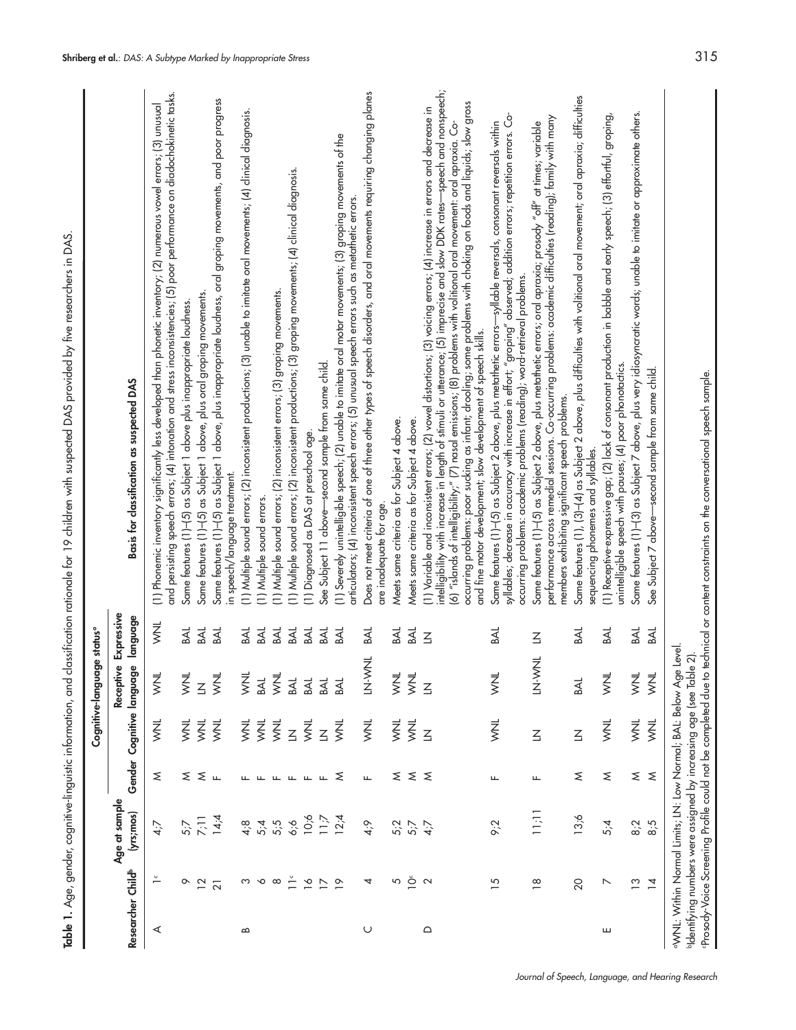**Table 1.** Age, gender, cognitive-linguistic information, and classification rationale for 19 children with suspected DAS provided by five researchers in DAS.

| Researcher | Child[b] | Age at sample (yrs;mos) | Gender | Cognitive-language status[a] Cognitive | Receptive language | Expressive language | Basis for classification as suspected DAS |
|---|---|---|---|---|---|---|---|
| A | 1[c] | 4;7 | M | WNL | WNL | WNL | (1) Phonemic inventory significantly less developed than phonetic inventory; (2) numerous vowel errors; (3) unusual and persisting speech errors; (4) intonation and stress inconsistencies; (5) poor performance on diadochokinetic tasks. |
| | 9 | 5;7 | M | WNL | WNL | BAL | Same features (1)–(5) as Subject 1 above plus inappropriate loudness. |
| | 12 | 7;11 | M | WNL | LN | BAL | Same features (1)–(5) as Subject 1 above, plus oral groping movements. |
| | 21 | 14;4 | F | WNL | WNL | BAL | Same features (1)–(5) as Subject 1 above, plus inappropriate loudness, oral groping movements, and poor progress in speech/language treatment. |
| B | 3 | 4;8 | F | WNL | WNL | BAL | (1) Multiple sound errors; (2) inconsistent productions; (3) unable to imitate oral movements; (4) clinical diagnosis. |
| | 6 | 5;4 | F | WNL | BAL | BAL | (1) Multiple sound errors. |
| | 8 | 5;5 | F | WNL | WNL | BAL | (1) Multiple sound errors; (2) inconsistent errors; (3) groping movements. |
| | 11[c] | 6;6 | F | LN | BAL | BAL | (1) Multiple sound errors; (2) inconsistent productions; (3) groping movements; (4) clinical diagnosis. |
| | 16 | 10;6 | F | WNL | BAL | BAL | (1) Diagnosed as DAS at preschool age. |
| | 17 | 11;7 | F | LN | BAL | BAL | See Subject 11 above—second sample from same child. |
| | 19 | 12;4 | M | WNL | BAL | BAL | (1) Severely unintelligible speech; (2) unable to imitate oral motor movements; (3) groping movements of the articulators; (4) inconsistent speech errors; (5) unusual speech errors such as metathetic errors. |
| C | 4 | 4;9 | F | WNL | LN-WNL | BAL | Does not meet criteria of one of three other types of speech disorders, and oral movements requiring changing planes are inadequate for age. |
| | 5 | 5;2 | M | WNL | WNL | BAL | Meets same criteria as for Subject 4 above. |
| | 10[c] | 5;7 | M | WNL | WNL | BAL | Meets same criteria as for Subject 4 above. |
| D | 2 | 4;7 | M | LN | LN | LN | (1) Variable and inconsistent errors; (2) vowel distortions; (3) voicing errors; (4) increase in errors and decrease in intelligibility with increase in length of stimuli or utterance; (5) imprecise and slow DDK rates—speech and nonspeech; (6) "islands of intelligibility;" (7) nasal emissions; (8) problems with volitional oral movement: oral apraxia. Co-occurring problems: poor sucking as infant; drooling; some problems with choking on foods and liquids; slow gross and fine motor development; slow development of speech skills. |
| | 15 | 9;2 | F | WNL | WNL | BAL | Same features (1)–(5) as Subject 2 above, plus metathetic errors—syllable reversals, consonant reversals within syllables; decrease in accuracy with increase in effort; "groping" observed; addition errors; repetition errors. Co-occurring problems: academic problems (reading); word-retrieval problems. |
| | 18 | 11;11 | F | LN | LN-WNL | LN | Same features (1)–(5) as Subject 2 above, plus metathetic errors; oral apraxia; prosody "off" at times; variable performance across remedial sessions. Co-occurring problems: academic difficulties (reading); family with many members exhibiting significant speech problems. |
| | 20 | 13;6 | M | LN | BAL | BAL | Same features (1), (3)–(4) as Subject 2 above, plus difficulties with volitional oral movement; oral apraxia; difficulties sequencing phonemes and syllables. |
| E | 7 | 5;4 | M | WNL | WNL | BAL | (1) Receptive-expressive gap; (2) lack of consonant production in babble and early speech; (3) effortful, groping, unintelligible speech with pauses; (4) poor phonotactics. |
| | 13 | 8;2 | M | WNL | WNL | BAL | Same features (1)–(3) as Subject 7 above, plus very idiosyncratic words; unable to imitate or approximate others. |
| | 14 | 8;5 | M | WNL | WNL | BAL | See Subject 7 above—second sample from same child. |

[a]WNL: Within Normal Limits; LN: Low Normal; BAL: Below Age Level.
[b]Identifying numbers were assigned by increasing age (see Table 2).
[c]Prosody-Voice Screening Profile could not be completed due to technical or content constraints on the conversational speech sample.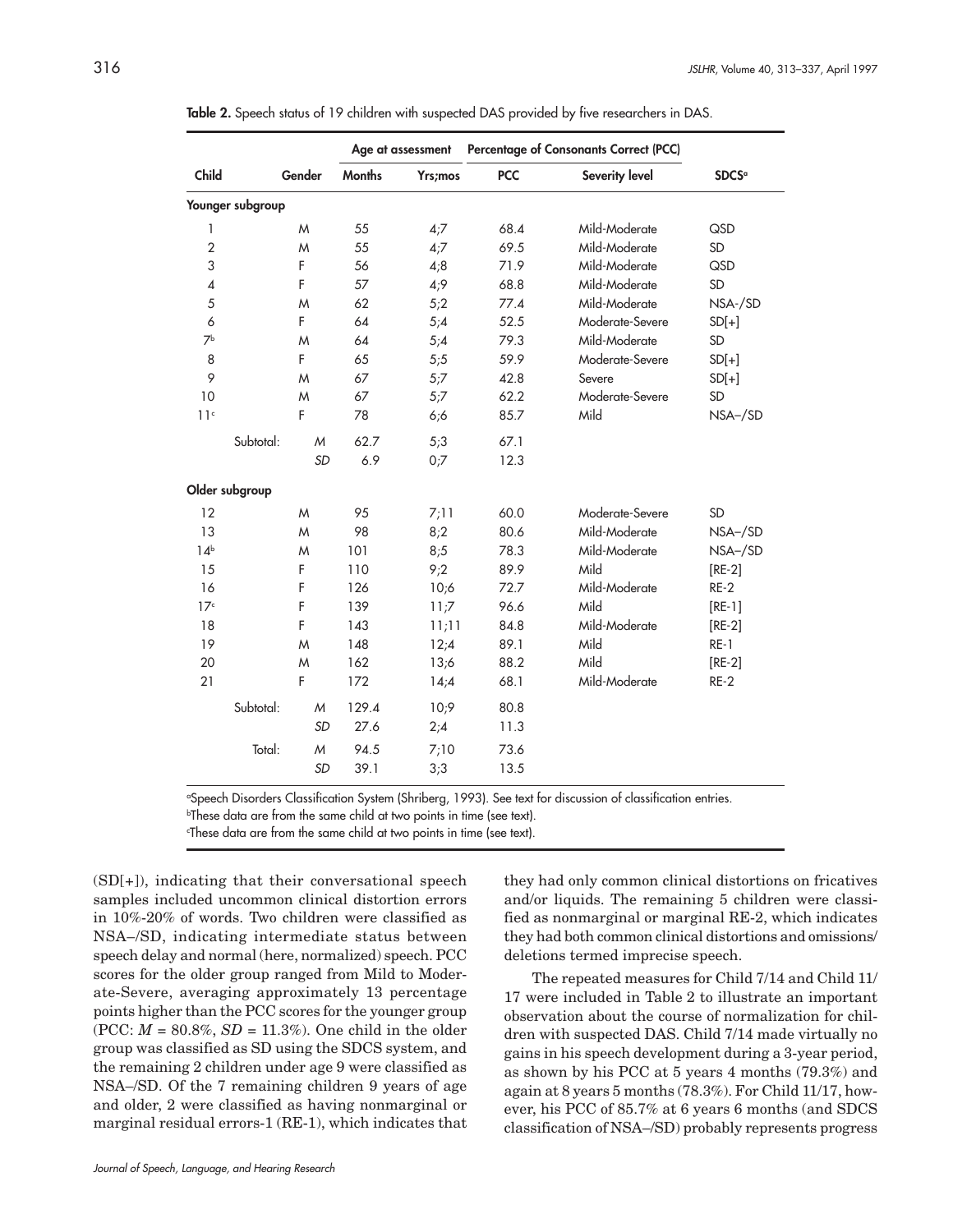**Table 2.** Speech status of 19 children with suspected DAS provided by five researchers in DAS.

| Child | Gender | Age at assessment | | Percentage of Consonants Correct (PCC) | | SDCS[a] |
|---|---|---|---|---|---|---|
| | | Months | Yrs;mos | PCC | Severity level | |
| **Younger subgroup** | | | | | | |
| 1 | M | 55 | 4;7 | 68.4 | Mild-Moderate | QSD |
| 2 | M | 55 | 4;7 | 69.5 | Mild-Moderate | SD |
| 3 | F | 56 | 4;8 | 71.9 | Mild-Moderate | QSD |
| 4 | F | 57 | 4;9 | 68.8 | Mild-Moderate | SD |
| 5 | M | 62 | 5;2 | 77.4 | Mild-Moderate | NSA-/SD |
| 6 | F | 64 | 5;4 | 52.5 | Moderate-Severe | SD[+] |
| 7[b] | M | 64 | 5;4 | 79.3 | Mild-Moderate | SD |
| 8 | F | 65 | 5;5 | 59.9 | Moderate-Severe | SD[+] |
| 9 | M | 67 | 5;7 | 42.8 | Severe | SD[+] |
| 10 | M | 67 | 5;7 | 62.2 | Moderate-Severe | SD |
| 11[c] | F | 78 | 6;6 | 85.7 | Mild | NSA–/SD |
| Subtotal: | *M* | 62.7 | 5;3 | 67.1 | | |
| | *SD* | 6.9 | 0;7 | 12.3 | | |
| **Older subgroup** | | | | | | |
| 12 | M | 95 | 7;11 | 60.0 | Moderate-Severe | SD |
| 13 | M | 98 | 8;2 | 80.6 | Mild-Moderate | NSA–/SD |
| 14[b] | M | 101 | 8;5 | 78.3 | Mild-Moderate | NSA–/SD |
| 15 | F | 110 | 9;2 | 89.9 | Mild | [RE-2] |
| 16 | F | 126 | 10;6 | 72.7 | Mild-Moderate | RE-2 |
| 17[c] | F | 139 | 11;7 | 96.6 | Mild | [RE-1] |
| 18 | F | 143 | 11;11 | 84.8 | Mild-Moderate | [RE-2] |
| 19 | M | 148 | 12;4 | 89.1 | Mild | RE-1 |
| 20 | M | 162 | 13;6 | 88.2 | Mild | [RE-2] |
| 21 | F | 172 | 14;4 | 68.1 | Mild-Moderate | RE-2 |
| Subtotal: | *M* | 129.4 | 10;9 | 80.8 | | |
| | *SD* | 27.6 | 2;4 | 11.3 | | |
| Total: | *M* | 94.5 | 7;10 | 73.6 | | |
| | *SD* | 39.1 | 3;3 | 13.5 | | |

[a]Speech Disorders Classification System (Shriberg, 1993). See text for discussion of classification entries.
[b]These data are from the same child at two points in time (see text).
[c]These data are from the same child at two points in time (see text).

(SD[+]), indicating that their conversational speech samples included uncommon clinical distortion errors in 10%-20% of words. Two children were classified as NSA–/SD, indicating intermediate status between speech delay and normal (here, normalized) speech. PCC scores for the older group ranged from Mild to Moderate-Severe, averaging approximately 13 percentage points higher than the PCC scores for the younger group (PCC: $M$ = 80.8%, $SD$ = 11.3%). One child in the older group was classified as SD using the SDCS system, and the remaining 2 children under age 9 were classified as NSA–/SD. Of the 7 remaining children 9 years of age and older, 2 were classified as having nonmarginal or marginal residual errors-1 (RE-1), which indicates that they had only common clinical distortions on fricatives and/or liquids. The remaining 5 children were classified as nonmarginal or marginal RE-2, which indicates they had both common clinical distortions and omissions/deletions termed imprecise speech.

The repeated measures for Child 7/14 and Child 11/17 were included in Table 2 to illustrate an important observation about the course of normalization for children with suspected DAS. Child 7/14 made virtually no gains in his speech development during a 3-year period, as shown by his PCC at 5 years 4 months (79.3%) and again at 8 years 5 months (78.3%). For Child 11/17, however, his PCC of 85.7% at 6 years 6 months (and SDCS classification of NSA–/SD) probably represents progress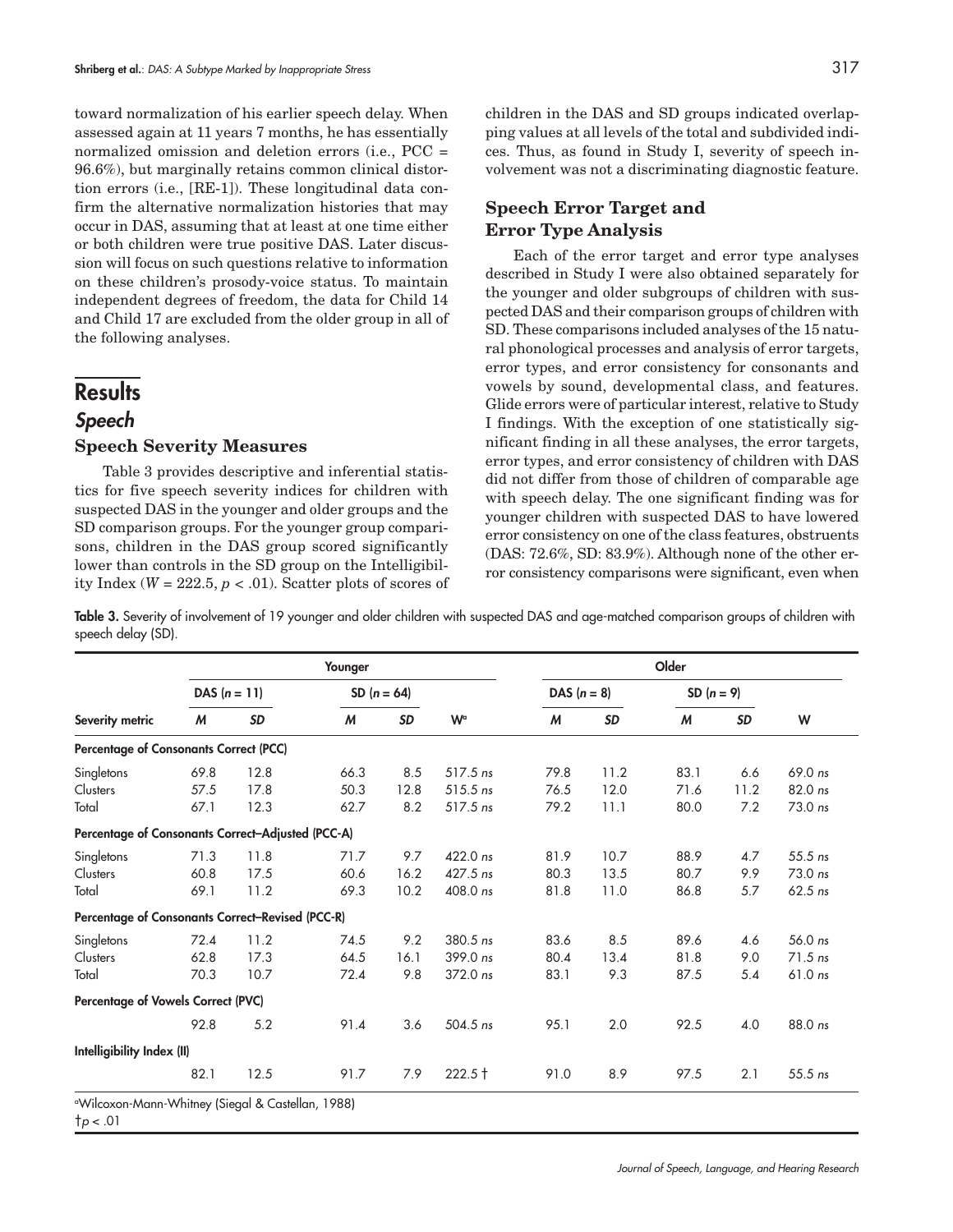toward normalization of his earlier speech delay. When assessed again at 11 years 7 months, he has essentially normalized omission and deletion errors (i.e., PCC = 96.6%), but marginally retains common clinical distortion errors (i.e., [RE-1]). These longitudinal data confirm the alternative normalization histories that may occur in DAS, assuming that at least at one time either or both children were true positive DAS. Later discussion will focus on such questions relative to information on these children's prosody-voice status. To maintain independent degrees of freedom, the data for Child 14 and Child 17 are excluded from the older group in all of the following analyses.

# Results

## *Speech*

### Speech Severity Measures

Table 3 provides descriptive and inferential statistics for five speech severity indices for children with suspected DAS in the younger and older groups and the SD comparison groups. For the younger group comparisons, children in the DAS group scored significantly lower than controls in the SD group on the Intelligibility Index ($W = 222.5$, $p < .01$). Scatter plots of scores of children in the DAS and SD groups indicated overlapping values at all levels of the total and subdivided indices. Thus, as found in Study I, severity of speech involvement was not a discriminating diagnostic feature.

### Speech Error Target and Error Type Analysis

Each of the error target and error type analyses described in Study I were also obtained separately for the younger and older subgroups of children with suspected DAS and their comparison groups of children with SD. These comparisons included analyses of the 15 natural phonological processes and analysis of error targets, error types, and error consistency for consonants and vowels by sound, developmental class, and features. Glide errors were of particular interest, relative to Study I findings. With the exception of one statistically significant finding in all these analyses, the error targets, error types, and error consistency of children with DAS did not differ from those of children of comparable age with speech delay. The one significant finding was for younger children with suspected DAS to have lowered error consistency on one of the class features, obstruents (DAS: 72.6%, SD: 83.9%). Although none of the other error consistency comparisons were significant, even when

**Table 3.** Severity of involvement of 19 younger and older children with suspected DAS and age-matched comparison groups of children with speech delay (SD).

| | Younger | | | | | Older | | | | |
|---|---|---|---|---|---|---|---|---|---|---|
| | DAS ($n$ = 11) | | SD ($n$ = 64) | | | DAS ($n$ = 8) | | SD ($n$ = 9) | | |
| Severity metric | *M* | *SD* | *M* | *SD* | W[a] | *M* | *SD* | *M* | *SD* | W |
| **Percentage of Consonants Correct (PCC)** | | | | | | | | | | |
| Singletons | 69.8 | 12.8 | 66.3 | 8.5 | 517.5 *ns* | 79.8 | 11.2 | 83.1 | 6.6 | 69.0 *ns* |
| Clusters | 57.5 | 17.8 | 50.3 | 12.8 | 515.5 *ns* | 76.5 | 12.0 | 71.6 | 11.2 | 82.0 *ns* |
| Total | 67.1 | 12.3 | 62.7 | 8.2 | 517.5 *ns* | 79.2 | 11.1 | 80.0 | 7.2 | 73.0 *ns* |
| **Percentage of Consonants Correct–Adjusted (PCC-A)** | | | | | | | | | | |
| Singletons | 71.3 | 11.8 | 71.7 | 9.7 | 422.0 *ns* | 81.9 | 10.7 | 88.9 | 4.7 | 55.5 *ns* |
| Clusters | 60.8 | 17.5 | 60.6 | 16.2 | 427.5 *ns* | 80.3 | 13.5 | 80.7 | 9.9 | 73.0 *ns* |
| Total | 69.1 | 11.2 | 69.3 | 10.2 | 408.0 *ns* | 81.8 | 11.0 | 86.8 | 5.7 | 62.5 *ns* |
| **Percentage of Consonants Correct–Revised (PCC-R)** | | | | | | | | | | |
| Singletons | 72.4 | 11.2 | 74.5 | 9.2 | 380.5 *ns* | 83.6 | 8.5 | 89.6 | 4.6 | 56.0 *ns* |
| Clusters | 62.8 | 17.3 | 64.5 | 16.1 | 399.0 *ns* | 80.4 | 13.4 | 81.8 | 9.0 | 71.5 *ns* |
| Total | 70.3 | 10.7 | 72.4 | 9.8 | 372.0 *ns* | 83.1 | 9.3 | 87.5 | 5.4 | 61.0 *ns* |
| **Percentage of Vowels Correct (PVC)** | | | | | | | | | | |
| | 92.8 | 5.2 | 91.4 | 3.6 | 504.5 *ns* | 95.1 | 2.0 | 92.5 | 4.0 | 88.0 *ns* |
| **Intelligibility Index (II)** | | | | | | | | | | |
| | 82.1 | 12.5 | 91.7 | 7.9 | 222.5 † | 91.0 | 8.9 | 97.5 | 2.1 | 55.5 *ns* |

[a]Wilcoxon-Mann-Whitney (Siegal & Castellan, 1988)
†$p < .01$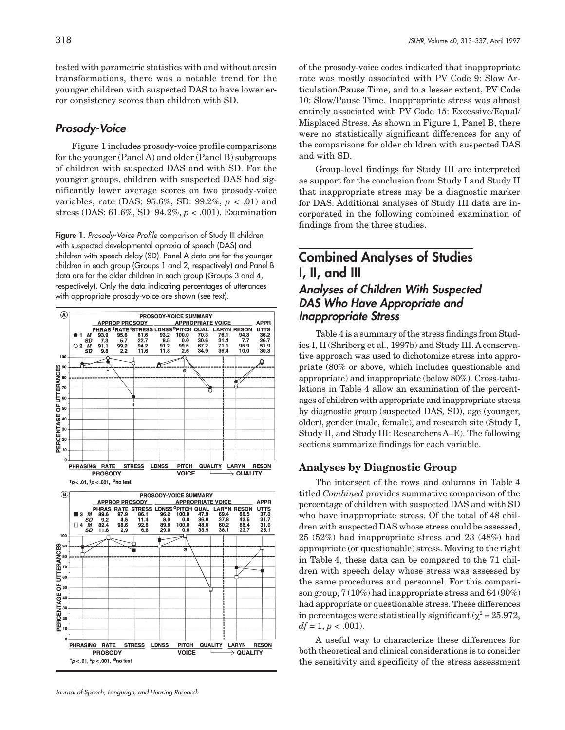tested with parametric statistics with and without arcsin transformations, there was a notable trend for the younger children with suspected DAS to have lower error consistency scores than children with SD.

## *Prosody-Voice*

Figure 1 includes prosody-voice profile comparisons for the younger (Panel A) and older (Panel B) subgroups of children with suspected DAS and with SD. For the younger groups, children with suspected DAS had significantly lower average scores on two prosody-voice variables, rate (DAS: 95.6%, SD: 99.2%, $p < .01$) and stress (DAS: 61.6%, SD: 94.2%, $p < .001$). Examination of the prosody-voice codes indicated that inappropriate rate was mostly associated with PV Code 9: Slow Articulation/Pause Time, and to a lesser extent, PV Code 10: Slow/Pause Time. Inappropriate stress was almost entirely associated with PV Code 15: Excessive/Equal/Misplaced Stress. As shown in Figure 1, Panel B, there were no statistically significant differences for any of the comparisons for older children with suspected DAS and with SD.

**Figure 1.** *Prosody-Voice Profile* comparison of Study III children with suspected developmental apraxia of speech (DAS) and children with speech delay (SD). Panel A data are for the younger children in each group (Groups 1 and 2, respectively) and Panel B data are for the older children in each group (Groups 3 and 4, respectively). Only the data indicating percentages of utterances with appropriate prosody-voice are shown (see text).

Panel A — PROSODY-VOICE SUMMARY

| | | APPROP PROSODY | | | APPROPRIATE VOICE | | | | | APPR |
|---|---|---|---|---|---|---|---|---|---|---|
| | | PHRAS | †RATE | ‡STRESS | LDNSS | ØPITCH | QUAL | LARYN | RESON | UTTS |
| ● 1 | M | 93.9 | 95.6 | 61.6 | 93.2 | 100.0 | 70.3 | 76.1 | 94.3 | 36.2 |
| | SD | 7.3 | 5.7 | 22.7 | 8.5 | 0.0 | 30.6 | 31.4 | 7.7 | 26.7 |
| ○ 2 | M | 91.1 | 99.2 | 94.2 | 91.2 | 99.5 | 67.2 | 71.1 | 95.9 | 51.9 |
| | SD | 9.8 | 2.2 | 11.6 | 11.8 | 2.6 | 34.9 | 36.4 | 10.0 | 30.3 |

†$p < .01$, ‡$p < .001$, Øno test

Panel B — PROSODY-VOICE SUMMARY

| | | APPROP PROSODY | | | APPROPRIATE VOICE | | | | | APPR |
|---|---|---|---|---|---|---|---|---|---|---|
| | | PHRAS | RATE | STRESS | LDNSS | ØPITCH | QUAL | LARYN | RESON | UTTS |
| ■ 3 | M | 89.6 | 97.9 | 86.1 | 96.2 | 100.0 | 47.9 | 69.4 | 66.5 | 37.0 |
| | SD | 9.2 | 4.5 | 11.4 | 8.0 | 0.0 | 36.9 | 37.8 | 43.5 | 31.7 |
| □ 4 | M | 82.4 | 98.6 | 92.6 | 89.8 | 100.0 | 48.6 | 60.2 | 88.4 | 31.0 |
| | SD | 11.6 | 2.9 | 6.8 | 29.0 | 0.0 | 33.9 | 38.1 | 23.7 | 25.1 |

†$p < .01$, ‡$p < .001$, Øno test

Group-level findings for Study III are interpreted as support for the conclusion from Study I and Study II that inappropriate stress may be a diagnostic marker for DAS. Additional analyses of Study III data are incorporated in the following combined examination of findings from the three studies.

# Combined Analyses of Studies I, II, and III

## *Analyses of Children With Suspected DAS Who Have Appropriate and Inappropriate Stress*

Table 4 is a summary of the stress findings from Studies I, II (Shriberg et al., 1997b) and Study III. A conservative approach was used to dichotomize stress into appropriate (80% or above, which includes questionable and appropriate) and inappropriate (below 80%). Cross-tabulations in Table 4 allow an examination of the percentages of children with appropriate and inappropriate stress by diagnostic group (suspected DAS, SD), age (younger, older), gender (male, female), and research site (Study I, Study II, and Study III: Researchers A–E). The following sections summarize findings for each variable.

### Analyses by Diagnostic Group

The intersect of the rows and columns in Table 4 titled *Combined* provides summative comparison of the percentage of children with suspected DAS and with SD who have inappropriate stress. Of the total of 48 children with suspected DAS whose stress could be assessed, 25 (52%) had inappropriate stress and 23 (48%) had appropriate (or questionable) stress. Moving to the right in Table 4, these data can be compared to the 71 children with speech delay whose stress was assessed by the same procedures and personnel. For this comparison group, 7 (10%) had inappropriate stress and 64 (90%) had appropriate or questionable stress. These differences in percentages were statistically significant ($\chi^2 = 25.972$, $df = 1$, $p < .001$).

A useful way to characterize these differences for both theoretical and clinical considerations is to consider the sensitivity and specificity of the stress assessment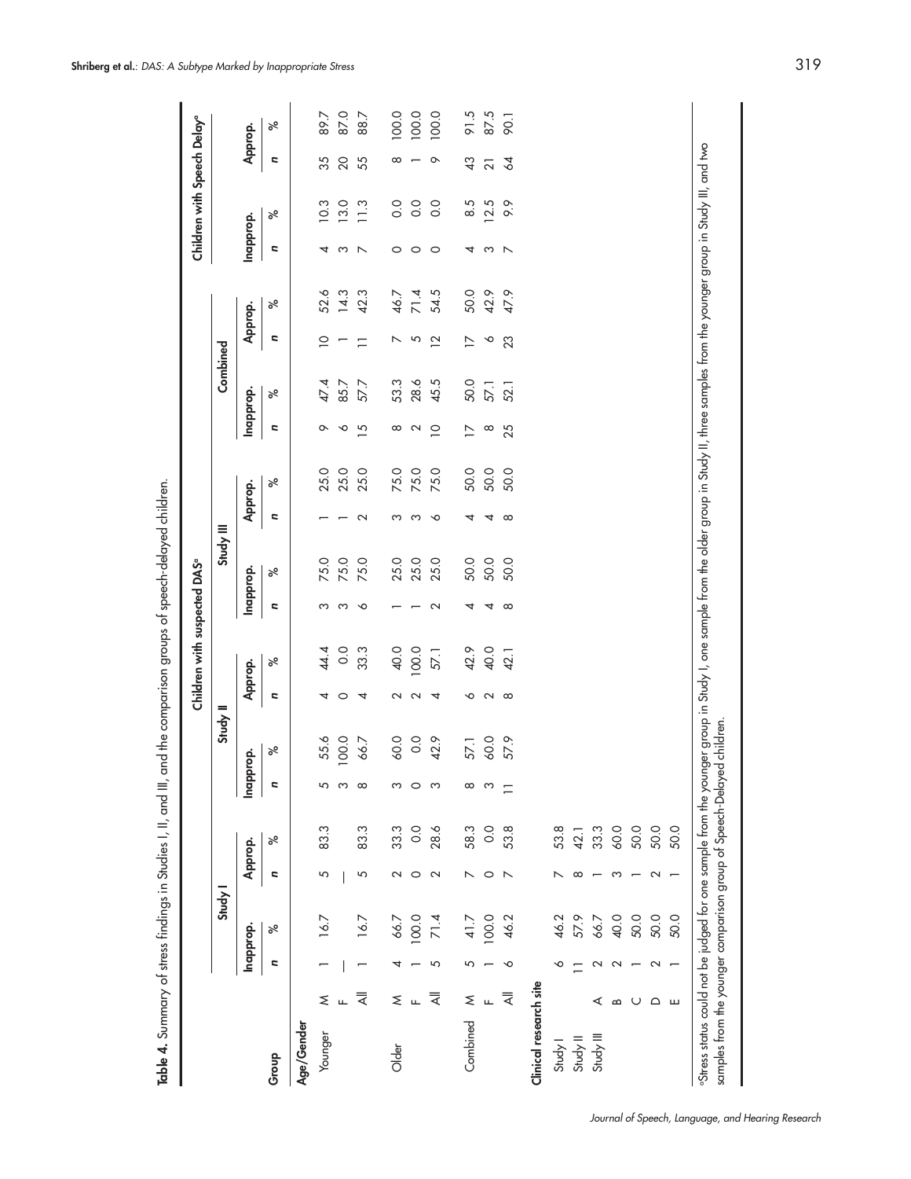**Table 4.** Summary of stress findings in Studies I, II, and III, and the comparison groups of speech-delayed children.

| Group | | Children with suspected DAS[a] | | | | | | | | | | | | | | | | Children with Speech Delay[a] | | | |
|---|---|---|---|---|---|---|---|---|---|---|---|---|---|---|---|---|---|---|---|---|---|
| | | Study I | | | | Study II | | | | Study III | | | | Combined | | | | | | | |
| | | Inapprop. | | Approp. | | Inapprop. | | Approp. | | Inapprop. | | Approp. | | Inapprop. | | Approp. | | Inapprop. | | Approp. | |
| | | n | % | n | % | n | % | n | % | n | % | n | % | n | % | n | % | n | % | n | % |
| **Age/Gender** | | | | | | | | | | | | | | | | | | | | | |
| Younger | M | 1 | 16.7 | 5 | 83.3 | 5 | 55.6 | 4 | 44.4 | 3 | 75.0 | 1 | 25.0 | 9 | 47.4 | 10 | 52.6 | 4 | 10.3 | 35 | 89.7 |
| | F | — | | — | | 3 | 100.0 | 0 | 0.0 | 3 | 75.0 | 1 | 25.0 | 6 | 85.7 | 1 | 14.3 | 3 | 13.0 | 20 | 87.0 |
| | All | 1 | 16.7 | 5 | 83.3 | 8 | 66.7 | 4 | 33.3 | 6 | 75.0 | 2 | 25.0 | 15 | 57.7 | 11 | 42.3 | 7 | 11.3 | 55 | 88.7 |
| Older | M | 4 | 66.7 | 2 | 33.3 | 3 | 60.0 | 2 | 40.0 | 1 | 25.0 | 3 | 75.0 | 8 | 53.3 | 7 | 46.7 | 0 | 0.0 | 8 | 100.0 |
| | F | 1 | 100.0 | 0 | 0.0 | 0 | 0.0 | 2 | 100.0 | 1 | 25.0 | 3 | 75.0 | 2 | 28.6 | 5 | 71.4 | 0 | 0.0 | 1 | 100.0 |
| | All | 5 | 71.4 | 2 | 28.6 | 3 | 42.9 | 4 | 57.1 | 2 | 25.0 | 6 | 75.0 | 10 | 45.5 | 12 | 54.5 | 0 | 0.0 | 9 | 100.0 |
| Combined | M | 5 | 41.7 | 7 | 58.3 | 8 | 57.1 | 6 | 42.9 | 4 | 50.0 | 4 | 50.0 | 17 | 50.0 | 17 | 50.0 | 4 | 8.5 | 43 | 91.5 |
| | F | 1 | 100.0 | 0 | 0.0 | 3 | 60.0 | 2 | 40.0 | 4 | 50.0 | 4 | 50.0 | 8 | 57.1 | 6 | 42.9 | 3 | 12.5 | 21 | 87.5 |
| | All | 6 | 46.2 | 7 | 53.8 | 11 | 57.9 | 8 | 42.1 | 8 | 50.0 | 8 | 50.0 | 25 | 52.1 | 23 | 47.9 | 7 | 9.9 | 64 | 90.1 |
| **Clinical research site** | | | | | | | | | | | | | | | | | | | | | |
| Study I | | 6 | 46.2 | 7 | 53.8 | | | | | | | | | | | | | | | | |
| Study II | | 11 | 57.9 | 8 | 42.1 | | | | | | | | | | | | | | | | |
| Study III | A | 2 | 66.7 | 1 | 33.3 | | | | | | | | | | | | | | | | |
| | B | 2 | 40.0 | 3 | 60.0 | | | | | | | | | | | | | | | | |
| | C | 1 | 50.0 | 1 | 50.0 | | | | | | | | | | | | | | | | |
| | D | 2 | 50.0 | 2 | 50.0 | | | | | | | | | | | | | | | | |
| | E | 1 | 50.0 | 1 | 50.0 | | | | | | | | | | | | | | | | |

[a]Stress status could not be judged for one sample from the younger group in Study I, one sample from the older group in Study II, three samples from the younger group in Study III, and two samples from the younger comparison group of Speech-Delayed children.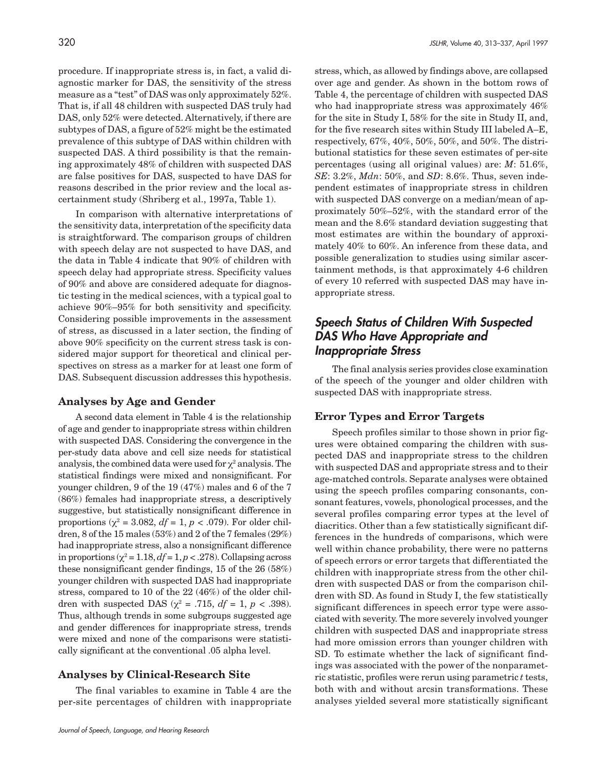procedure. If inappropriate stress is, in fact, a valid diagnostic marker for DAS, the sensitivity of the stress measure as a "test" of DAS was only approximately 52%. That is, if all 48 children with suspected DAS truly had DAS, only 52% were detected. Alternatively, if there are subtypes of DAS, a figure of 52% might be the estimated prevalence of this subtype of DAS within children with suspected DAS. A third possibility is that the remaining approximately 48% of children with suspected DAS are false positives for DAS, suspected to have DAS for reasons described in the prior review and the local ascertainment study (Shriberg et al., 1997a, Table 1).

In comparison with alternative interpretations of the sensitivity data, interpretation of the specificity data is straightforward. The comparison groups of children with speech delay are not suspected to have DAS, and the data in Table 4 indicate that 90% of children with speech delay had appropriate stress. Specificity values of 90% and above are considered adequate for diagnostic testing in the medical sciences, with a typical goal to achieve 90%–95% for both sensitivity and specificity. Considering possible improvements in the assessment of stress, as discussed in a later section, the finding of above 90% specificity on the current stress task is considered major support for theoretical and clinical perspectives on stress as a marker for at least one form of DAS. Subsequent discussion addresses this hypothesis.

### Analyses by Age and Gender

A second data element in Table 4 is the relationship of age and gender to inappropriate stress within children with suspected DAS. Considering the convergence in the per-study data above and cell size needs for statistical analysis, the combined data were used for $\chi^2$ analysis. The statistical findings were mixed and nonsignificant. For younger children, 9 of the 19 (47%) males and 6 of the 7 (86%) females had inappropriate stress, a descriptively suggestive, but statistically nonsignificant difference in proportions ($\chi^2 = 3.082$, $df = 1$, $p < .079$). For older children, 8 of the 15 males (53%) and 2 of the 7 females (29%) had inappropriate stress, also a nonsignificant difference in proportions ($\chi^2 = 1.18$, $df = 1$, $p < .278$). Collapsing across these nonsignificant gender findings, 15 of the 26 (58%) younger children with suspected DAS had inappropriate stress, compared to 10 of the 22 (46%) of the older children with suspected DAS ($\chi^2 = .715$, $df = 1$, $p < .398$). Thus, although trends in some subgroups suggested age and gender differences for inappropriate stress, trends were mixed and none of the comparisons were statistically significant at the conventional .05 alpha level.

### Analyses by Clinical-Research Site

The final variables to examine in Table 4 are the per-site percentages of children with inappropriate stress, which, as allowed by findings above, are collapsed over age and gender. As shown in the bottom rows of Table 4, the percentage of children with suspected DAS who had inappropriate stress was approximately 46% for the site in Study I, 58% for the site in Study II, and, for the five research sites within Study III labeled A–E, respectively, 67%, 40%, 50%, 50%, and 50%. The distributional statistics for these seven estimates of per-site percentages (using all original values) are: *M*: 51.6%, *SE*: 3.2%, *Mdn*: 50%, and *SD*: 8.6%. Thus, seven independent estimates of inappropriate stress in children with suspected DAS converge on a median/mean of approximately 50%–52%, with the standard error of the mean and the 8.6% standard deviation suggesting that most estimates are within the boundary of approximately 40% to 60%. An inference from these data, and possible generalization to studies using similar ascertainment methods, is that approximately 4-6 children of every 10 referred with suspected DAS may have inappropriate stress.

## *Speech Status of Children With Suspected DAS Who Have Appropriate and Inappropriate Stress*

The final analysis series provides close examination of the speech of the younger and older children with suspected DAS with inappropriate stress.

### Error Types and Error Targets

Speech profiles similar to those shown in prior figures were obtained comparing the children with suspected DAS and inappropriate stress to the children with suspected DAS and appropriate stress and to their age-matched controls. Separate analyses were obtained using the speech profiles comparing consonants, consonant features, vowels, phonological processes, and the several profiles comparing error types at the level of diacritics. Other than a few statistically significant differences in the hundreds of comparisons, which were well within chance probability, there were no patterns of speech errors or error targets that differentiated the children with inappropriate stress from the other children with suspected DAS or from the comparison children with SD. As found in Study I, the few statistically significant differences in speech error type were associated with severity. The more severely involved younger children with suspected DAS and inappropriate stress had more omission errors than younger children with SD. To estimate whether the lack of significant findings was associated with the power of the nonparametric statistic, profiles were rerun using parametric *t* tests, both with and without arcsin transformations. These analyses yielded several more statistically significant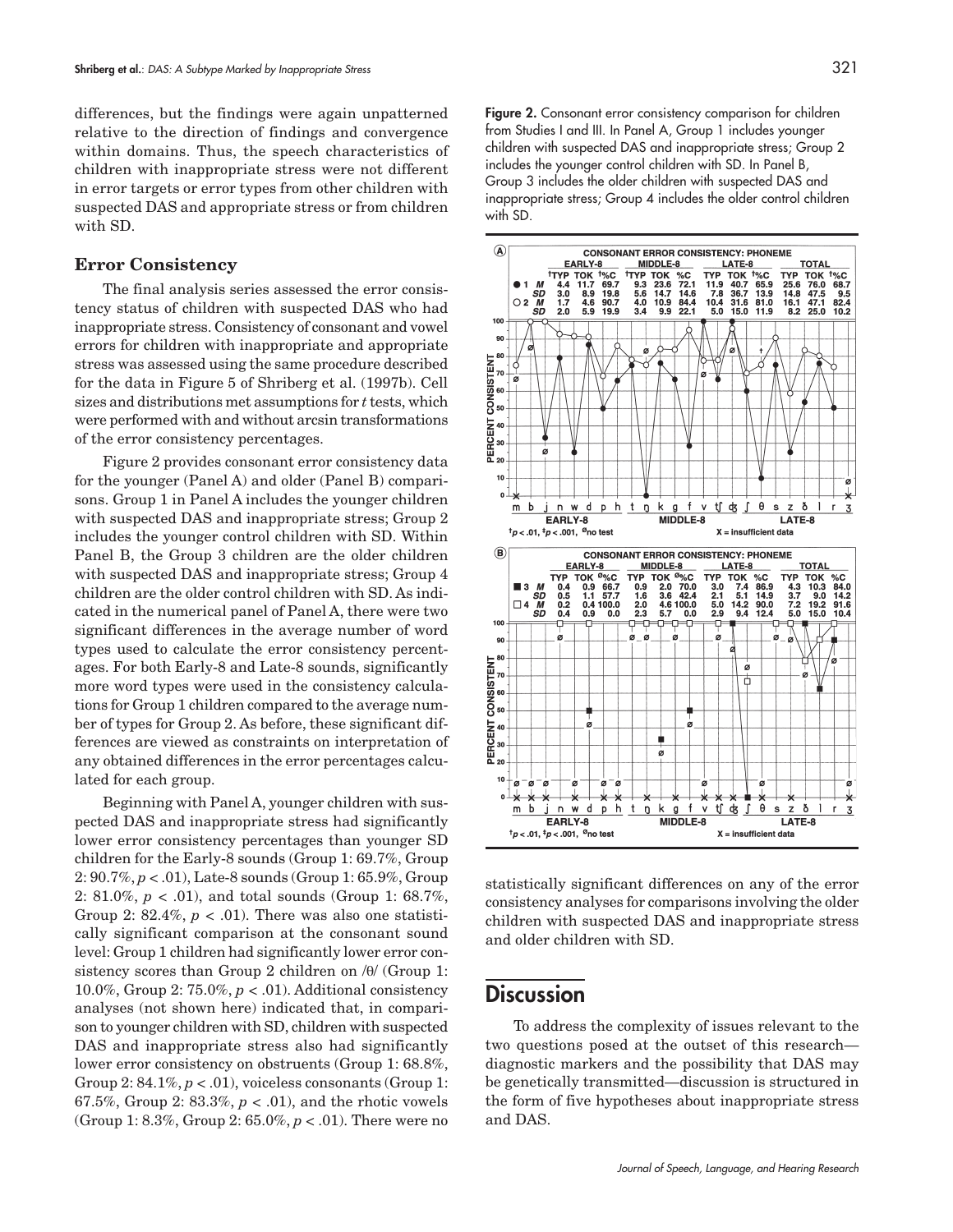differences, but the findings were again unpatterned relative to the direction of findings and convergence within domains. Thus, the speech characteristics of children with inappropriate stress were not different in error targets or error types from other children with suspected DAS and appropriate stress or from children with SD.

### Error Consistency

The final analysis series assessed the error consistency status of children with suspected DAS who had inappropriate stress. Consistency of consonant and vowel errors for children with inappropriate and appropriate stress was assessed using the same procedure described for the data in Figure 5 of Shriberg et al. (1997b). Cell sizes and distributions met assumptions for *t* tests, which were performed with and without arcsin transformations of the error consistency percentages.

Figure 2 provides consonant error consistency data for the younger (Panel A) and older (Panel B) comparisons. Group 1 in Panel A includes the younger children with suspected DAS and inappropriate stress; Group 2 includes the younger control children with SD. Within Panel B, the Group 3 children are the older children with suspected DAS and inappropriate stress; Group 4 children are the older control children with SD. As indicated in the numerical panel of Panel A, there were two significant differences in the average number of word types used to calculate the error consistency percentages. For both Early-8 and Late-8 sounds, significantly more word types were used in the consistency calculations for Group 1 children compared to the average number of types for Group 2. As before, these significant differences are viewed as constraints on interpretation of any obtained differences in the error percentages calculated for each group.

Beginning with Panel A, younger children with suspected DAS and inappropriate stress had significantly lower error consistency percentages than younger SD children for the Early-8 sounds (Group 1: 69.7%, Group 2: 90.7%, $p < .01$), Late-8 sounds (Group 1: 65.9%, Group 2: 81.0%, $p < .01$), and total sounds (Group 1: 68.7%, Group 2: 82.4%, $p < .01$). There was also one statistically significant comparison at the consonant sound level: Group 1 children had significantly lower error consistency scores than Group 2 children on /θ/ (Group 1: 10.0%, Group 2: 75.0%, $p < .01$). Additional consistency analyses (not shown here) indicated that, in comparison to younger children with SD, children with suspected DAS and inappropriate stress also had significantly lower error consistency on obstruents (Group 1: 68.8%, Group 2: 84.1%, $p < .01$), voiceless consonants (Group 1: 67.5%, Group 2: 83.3%, $p < .01$), and the rhotic vowels (Group 1: 8.3%, Group 2: 65.0%, $p < .01$). There were no statistically significant differences on any of the error consistency analyses for comparisons involving the older children with suspected DAS and inappropriate stress and older children with SD.

**Figure 2.** Consonant error consistency comparison for children from Studies I and III. In Panel A, Group 1 includes younger children with suspected DAS and inappropriate stress; Group 2 includes the younger control children with SD. In Panel B, Group 3 includes the older children with suspected DAS and inappropriate stress; Group 4 includes the older control children with SD.

**Panel A — CONSONANT ERROR CONSISTENCY: PHONEME**

| Group | | EARLY-8 TYP[†] | EARLY-8 TOK | EARLY-8 %C[†] | MIDDLE-8 TYP[†] | MIDDLE-8 TOK | MIDDLE-8 %C | LATE-8 TYP | LATE-8 TOK | LATE-8 %C[†] | TOTAL TYP | TOTAL TOK | TOTAL %C[†] |
|---|---|---|---|---|---|---|---|---|---|---|---|---|---|
| ● 1 | M | 4.4 | 11.7 | 69.7 | 9.3 | 23.6 | 72.1 | 11.9 | 40.7 | 65.9 | 25.6 | 76.0 | 68.7 |
| | SD | 3.0 | 8.9 | 19.8 | 5.6 | 14.7 | 14.6 | 7.8 | 36.7 | 13.9 | 14.8 | 47.5 | 9.5 |
| ○ 2 | M | 1.7 | 4.6 | 90.7 | 4.0 | 10.9 | 84.4 | 10.4 | 31.6 | 81.0 | 16.1 | 47.1 | 82.4 |
| | SD | 2.0 | 5.9 | 19.9 | 3.4 | 9.9 | 22.1 | 5.0 | 15.0 | 11.9 | 8.2 | 25.0 | 10.2 |

**Panel B — CONSONANT ERROR CONSISTENCY: PHONEME**

| Group | | EARLY-8 TYP | EARLY-8 TOK | EARLY-8 %C[ø] | MIDDLE-8 TYP | MIDDLE-8 TOK | MIDDLE-8 %C[ø] | LATE-8 TYP | LATE-8 TOK | LATE-8 %C | TOTAL TYP | TOTAL TOK | TOTAL %C |
|---|---|---|---|---|---|---|---|---|---|---|---|---|---|
| ■ 3 | M | 0.4 | 0.9 | 66.7 | 0.9 | 2.0 | 70.0 | 3.0 | 7.4 | 86.9 | 4.3 | 10.3 | 84.0 |
| | SD | 0.5 | 1.1 | 57.7 | 1.6 | 3.6 | 42.4 | 2.1 | 5.1 | 14.9 | 3.7 | 9.0 | 14.2 |
| □ 4 | M | 0.2 | 0.4 | 100.0 | 2.0 | 4.6 | 100.0 | 5.0 | 14.2 | 90.0 | 7.2 | 19.2 | 91.6 |
| | SD | 0.4 | 0.9 | 0.0 | 2.3 | 5.7 | 0.0 | 2.9 | 9.4 | 12.4 | 5.0 | 15.0 | 10.4 |

†$p < .01$, ‡$p < .001$, ø no test; X = insufficient data

## Discussion

To address the complexity of issues relevant to the two questions posed at the outset of this research—diagnostic markers and the possibility that DAS may be genetically transmitted—discussion is structured in the form of five hypotheses about inappropriate stress and DAS.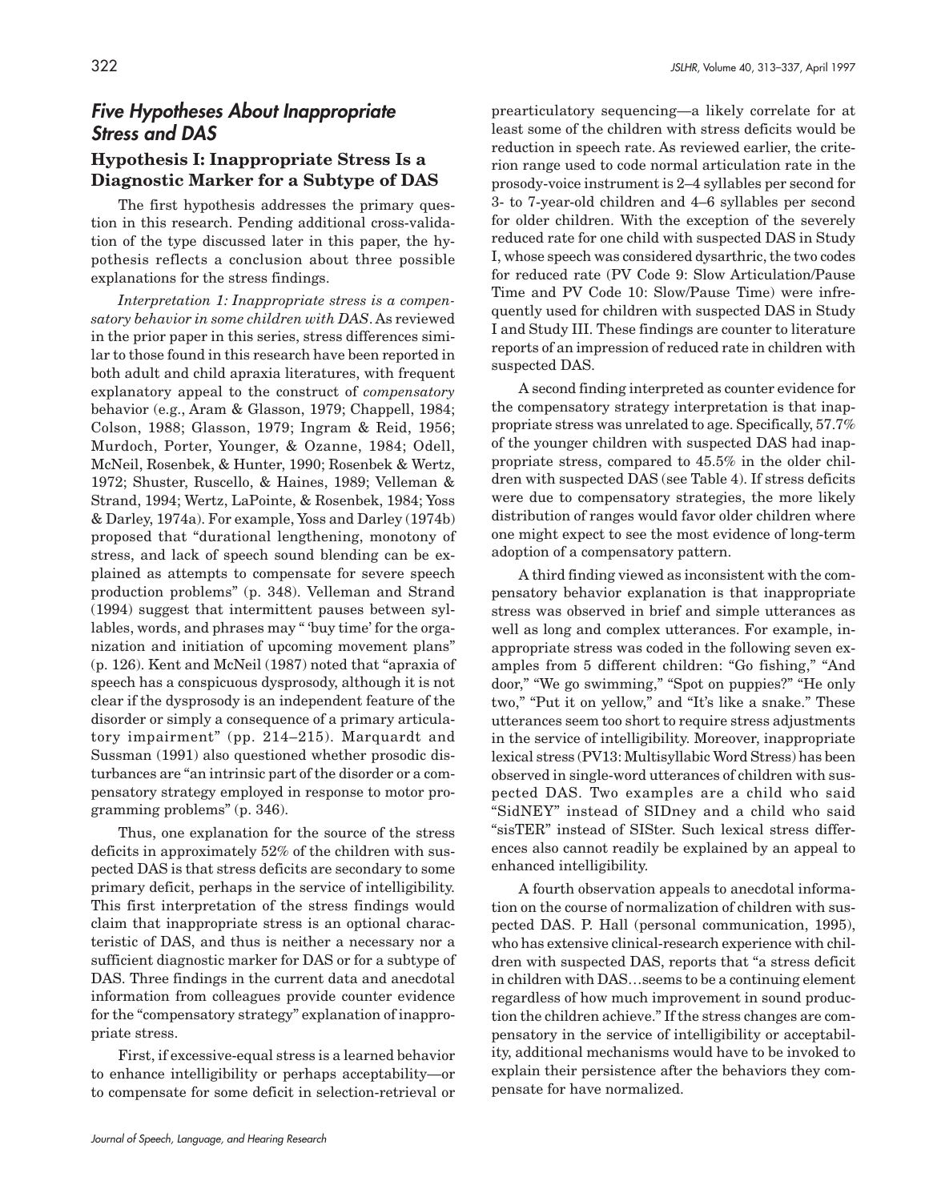## *Five Hypotheses About Inappropriate Stress and DAS*

### Hypothesis I: Inappropriate Stress Is a Diagnostic Marker for a Subtype of DAS

The first hypothesis addresses the primary question in this research. Pending additional cross-validation of the type discussed later in this paper, the hypothesis reflects a conclusion about three possible explanations for the stress findings.

*Interpretation 1: Inappropriate stress is a compensatory behavior in some children with DAS*. As reviewed in the prior paper in this series, stress differences similar to those found in this research have been reported in both adult and child apraxia literatures, with frequent explanatory appeal to the construct of *compensatory* behavior (e.g., Aram & Glasson, 1979; Chappell, 1984; Colson, 1988; Glasson, 1979; Ingram & Reid, 1956; Murdoch, Porter, Younger, & Ozanne, 1984; Odell, McNeil, Rosenbek, & Hunter, 1990; Rosenbek & Wertz, 1972; Shuster, Ruscello, & Haines, 1989; Velleman & Strand, 1994; Wertz, LaPointe, & Rosenbek, 1984; Yoss & Darley, 1974a). For example, Yoss and Darley (1974b) proposed that "durational lengthening, monotony of stress, and lack of speech sound blending can be explained as attempts to compensate for severe speech production problems" (p. 348). Velleman and Strand (1994) suggest that intermittent pauses between syllables, words, and phrases may " 'buy time' for the organization and initiation of upcoming movement plans" (p. 126). Kent and McNeil (1987) noted that "apraxia of speech has a conspicuous dysprosody, although it is not clear if the dysprosody is an independent feature of the disorder or simply a consequence of a primary articulatory impairment" (pp. 214–215). Marquardt and Sussman (1991) also questioned whether prosodic disturbances are "an intrinsic part of the disorder or a compensatory strategy employed in response to motor programming problems" (p. 346).

Thus, one explanation for the source of the stress deficits in approximately 52% of the children with suspected DAS is that stress deficits are secondary to some primary deficit, perhaps in the service of intelligibility. This first interpretation of the stress findings would claim that inappropriate stress is an optional characteristic of DAS, and thus is neither a necessary nor a sufficient diagnostic marker for DAS or for a subtype of DAS. Three findings in the current data and anecdotal information from colleagues provide counter evidence for the "compensatory strategy" explanation of inappropriate stress.

First, if excessive-equal stress is a learned behavior to enhance intelligibility or perhaps acceptability—or to compensate for some deficit in selection-retrieval or prearticulatory sequencing—a likely correlate for at least some of the children with stress deficits would be reduction in speech rate. As reviewed earlier, the criterion range used to code normal articulation rate in the prosody-voice instrument is 2–4 syllables per second for 3- to 7-year-old children and 4–6 syllables per second for older children. With the exception of the severely reduced rate for one child with suspected DAS in Study I, whose speech was considered dysarthric, the two codes for reduced rate (PV Code 9: Slow Articulation/Pause Time and PV Code 10: Slow/Pause Time) were infrequently used for children with suspected DAS in Study I and Study III. These findings are counter to literature reports of an impression of reduced rate in children with suspected DAS.

A second finding interpreted as counter evidence for the compensatory strategy interpretation is that inappropriate stress was unrelated to age. Specifically, 57.7% of the younger children with suspected DAS had inappropriate stress, compared to 45.5% in the older children with suspected DAS (see Table 4). If stress deficits were due to compensatory strategies, the more likely distribution of ranges would favor older children where one might expect to see the most evidence of long-term adoption of a compensatory pattern.

A third finding viewed as inconsistent with the compensatory behavior explanation is that inappropriate stress was observed in brief and simple utterances as well as long and complex utterances. For example, inappropriate stress was coded in the following seven examples from 5 different children: "Go fishing," "And door," "We go swimming," "Spot on puppies?" "He only two," "Put it on yellow," and "It's like a snake." These utterances seem too short to require stress adjustments in the service of intelligibility. Moreover, inappropriate lexical stress (PV13: Multisyllabic Word Stress) has been observed in single-word utterances of children with suspected DAS. Two examples are a child who said "SidNEY" instead of SIDney and a child who said "sisTER" instead of SISter. Such lexical stress differences also cannot readily be explained by an appeal to enhanced intelligibility.

A fourth observation appeals to anecdotal information on the course of normalization of children with suspected DAS. P. Hall (personal communication, 1995), who has extensive clinical-research experience with children with suspected DAS, reports that "a stress deficit in children with DAS…seems to be a continuing element regardless of how much improvement in sound production the children achieve." If the stress changes are compensatory in the service of intelligibility or acceptability, additional mechanisms would have to be invoked to explain their persistence after the behaviors they compensate for have normalized.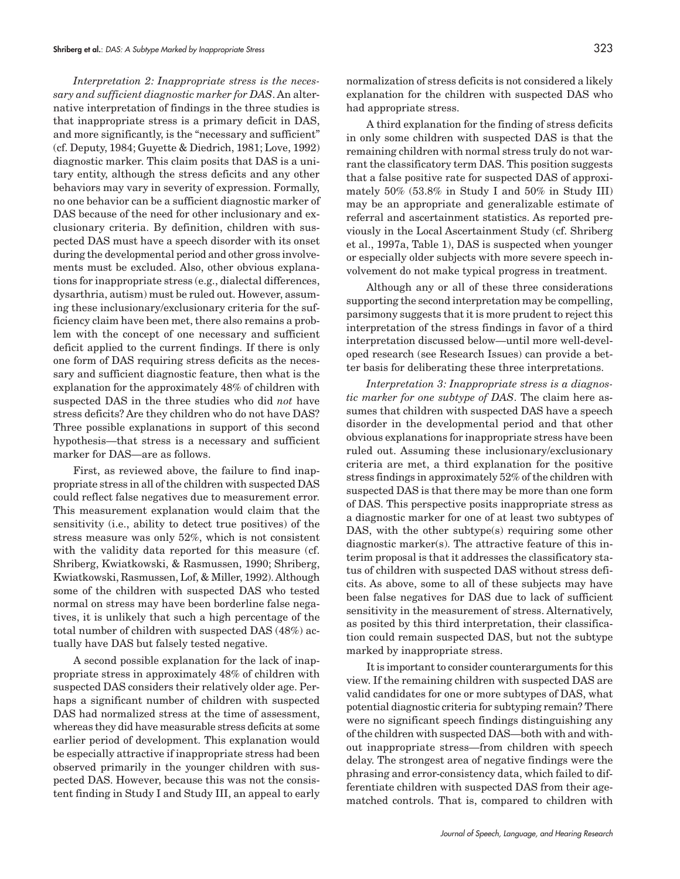*Interpretation 2: Inappropriate stress is the necessary and sufficient diagnostic marker for DAS*. An alternative interpretation of findings in the three studies is that inappropriate stress is a primary deficit in DAS, and more significantly, is the "necessary and sufficient" (cf. Deputy, 1984; Guyette & Diedrich, 1981; Love, 1992) diagnostic marker. This claim posits that DAS is a unitary entity, although the stress deficits and any other behaviors may vary in severity of expression. Formally, no one behavior can be a sufficient diagnostic marker of DAS because of the need for other inclusionary and exclusionary criteria. By definition, children with suspected DAS must have a speech disorder with its onset during the developmental period and other gross involvements must be excluded. Also, other obvious explanations for inappropriate stress (e.g., dialectal differences, dysarthria, autism) must be ruled out. However, assuming these inclusionary/exclusionary criteria for the sufficiency claim have been met, there also remains a problem with the concept of one necessary and sufficient deficit applied to the current findings. If there is only one form of DAS requiring stress deficits as the necessary and sufficient diagnostic feature, then what is the explanation for the approximately 48% of children with suspected DAS in the three studies who did *not* have stress deficits? Are they children who do not have DAS? Three possible explanations in support of this second hypothesis—that stress is a necessary and sufficient marker for DAS—are as follows.

First, as reviewed above, the failure to find inappropriate stress in all of the children with suspected DAS could reflect false negatives due to measurement error. This measurement explanation would claim that the sensitivity (i.e., ability to detect true positives) of the stress measure was only 52%, which is not consistent with the validity data reported for this measure (cf. Shriberg, Kwiatkowski, & Rasmussen, 1990; Shriberg, Kwiatkowski, Rasmussen, Lof, & Miller, 1992). Although some of the children with suspected DAS who tested normal on stress may have been borderline false negatives, it is unlikely that such a high percentage of the total number of children with suspected DAS (48%) actually have DAS but falsely tested negative.

A second possible explanation for the lack of inappropriate stress in approximately 48% of children with suspected DAS considers their relatively older age. Perhaps a significant number of children with suspected DAS had normalized stress at the time of assessment, whereas they did have measurable stress deficits at some earlier period of development. This explanation would be especially attractive if inappropriate stress had been observed primarily in the younger children with suspected DAS. However, because this was not the consistent finding in Study I and Study III, an appeal to early normalization of stress deficits is not considered a likely explanation for the children with suspected DAS who had appropriate stress.

A third explanation for the finding of stress deficits in only some children with suspected DAS is that the remaining children with normal stress truly do not warrant the classificatory term DAS. This position suggests that a false positive rate for suspected DAS of approximately 50% (53.8% in Study I and 50% in Study III) may be an appropriate and generalizable estimate of referral and ascertainment statistics. As reported previously in the Local Ascertainment Study (cf. Shriberg et al., 1997a, Table 1), DAS is suspected when younger or especially older subjects with more severe speech involvement do not make typical progress in treatment.

Although any or all of these three considerations supporting the second interpretation may be compelling, parsimony suggests that it is more prudent to reject this interpretation of the stress findings in favor of a third interpretation discussed below—until more well-developed research (see Research Issues) can provide a better basis for deliberating these three interpretations.

*Interpretation 3: Inappropriate stress is a diagnostic marker for one subtype of DAS*. The claim here assumes that children with suspected DAS have a speech disorder in the developmental period and that other obvious explanations for inappropriate stress have been ruled out. Assuming these inclusionary/exclusionary criteria are met, a third explanation for the positive stress findings in approximately 52% of the children with suspected DAS is that there may be more than one form of DAS. This perspective posits inappropriate stress as a diagnostic marker for one of at least two subtypes of DAS, with the other subtype(s) requiring some other diagnostic marker(s). The attractive feature of this interim proposal is that it addresses the classificatory status of children with suspected DAS without stress deficits. As above, some to all of these subjects may have been false negatives for DAS due to lack of sufficient sensitivity in the measurement of stress. Alternatively, as posited by this third interpretation, their classification could remain suspected DAS, but not the subtype marked by inappropriate stress.

It is important to consider counterarguments for this view. If the remaining children with suspected DAS are valid candidates for one or more subtypes of DAS, what potential diagnostic criteria for subtyping remain? There were no significant speech findings distinguishing any of the children with suspected DAS—both with and without inappropriate stress—from children with speech delay. The strongest area of negative findings were the phrasing and error-consistency data, which failed to differentiate children with suspected DAS from their age-matched controls. That is, compared to children with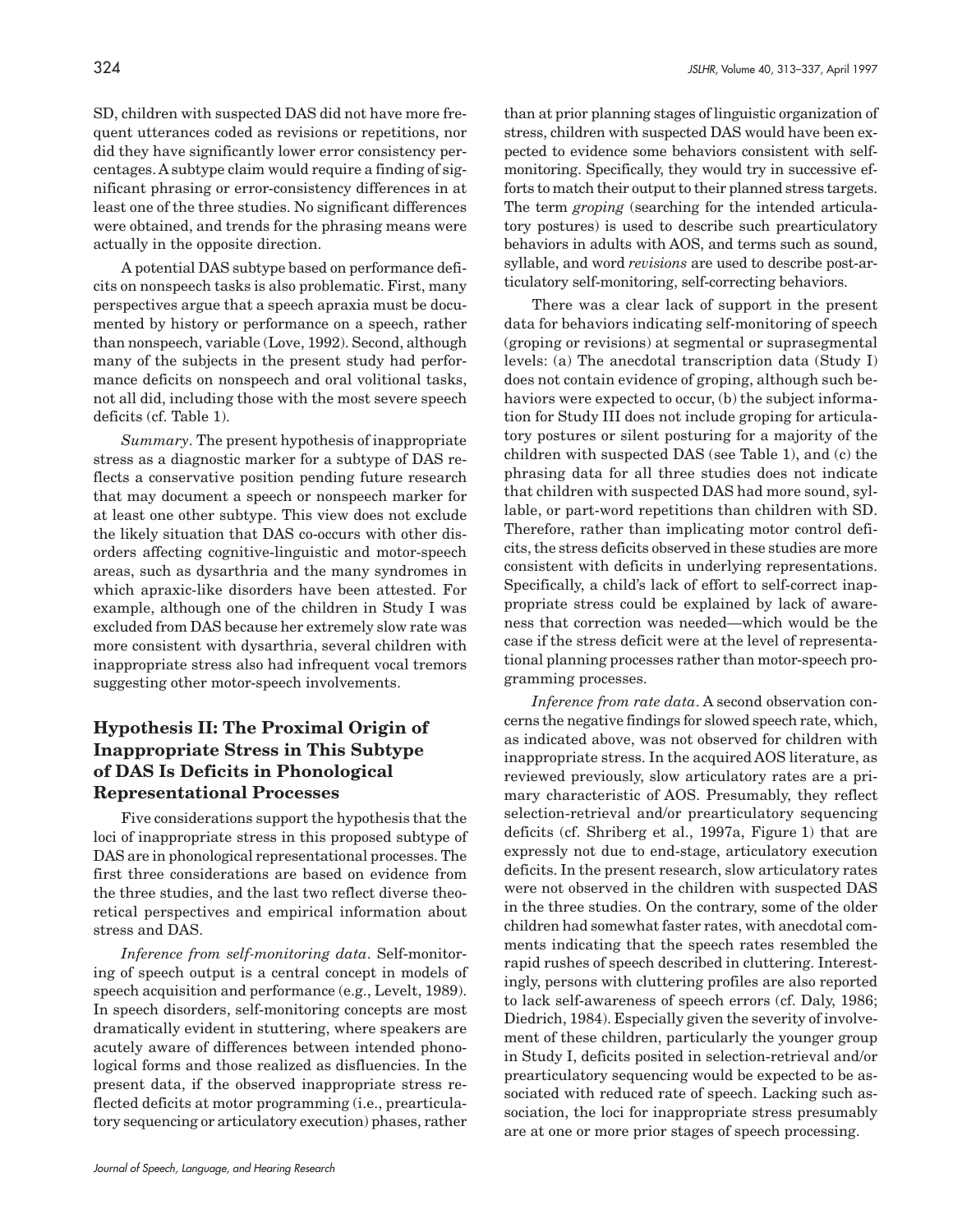SD, children with suspected DAS did not have more frequent utterances coded as revisions or repetitions, nor did they have significantly lower error consistency percentages. A subtype claim would require a finding of significant phrasing or error-consistency differences in at least one of the three studies. No significant differences were obtained, and trends for the phrasing means were actually in the opposite direction.

A potential DAS subtype based on performance deficits on nonspeech tasks is also problematic. First, many perspectives argue that a speech apraxia must be documented by history or performance on a speech, rather than nonspeech, variable (Love, 1992). Second, although many of the subjects in the present study had performance deficits on nonspeech and oral volitional tasks, not all did, including those with the most severe speech deficits (cf. Table 1).

*Summary*. The present hypothesis of inappropriate stress as a diagnostic marker for a subtype of DAS reflects a conservative position pending future research that may document a speech or nonspeech marker for at least one other subtype. This view does not exclude the likely situation that DAS co-occurs with other disorders affecting cognitive-linguistic and motor-speech areas, such as dysarthria and the many syndromes in which apraxic-like disorders have been attested. For example, although one of the children in Study I was excluded from DAS because her extremely slow rate was more consistent with dysarthria, several children with inappropriate stress also had infrequent vocal tremors suggesting other motor-speech involvements.

## Hypothesis II: The Proximal Origin of Inappropriate Stress in This Subtype of DAS Is Deficits in Phonological Representational Processes

Five considerations support the hypothesis that the loci of inappropriate stress in this proposed subtype of DAS are in phonological representational processes. The first three considerations are based on evidence from the three studies, and the last two reflect diverse theoretical perspectives and empirical information about stress and DAS.

*Inference from self-monitoring data*. Self-monitoring of speech output is a central concept in models of speech acquisition and performance (e.g., Levelt, 1989). In speech disorders, self-monitoring concepts are most dramatically evident in stuttering, where speakers are acutely aware of differences between intended phonological forms and those realized as disfluencies. In the present data, if the observed inappropriate stress reflected deficits at motor programming (i.e., prearticulatory sequencing or articulatory execution) phases, rather than at prior planning stages of linguistic organization of stress, children with suspected DAS would have been expected to evidence some behaviors consistent with self-monitoring. Specifically, they would try in successive efforts to match their output to their planned stress targets. The term *groping* (searching for the intended articulatory postures) is used to describe such prearticulatory behaviors in adults with AOS, and terms such as sound, syllable, and word *revisions* are used to describe post-articulatory self-monitoring, self-correcting behaviors.

There was a clear lack of support in the present data for behaviors indicating self-monitoring of speech (groping or revisions) at segmental or suprasegmental levels: (a) The anecdotal transcription data (Study I) does not contain evidence of groping, although such behaviors were expected to occur, (b) the subject information for Study III does not include groping for articulatory postures or silent posturing for a majority of the children with suspected DAS (see Table 1), and (c) the phrasing data for all three studies does not indicate that children with suspected DAS had more sound, syllable, or part-word repetitions than children with SD. Therefore, rather than implicating motor control deficits, the stress deficits observed in these studies are more consistent with deficits in underlying representations. Specifically, a child's lack of effort to self-correct inappropriate stress could be explained by lack of awareness that correction was needed—which would be the case if the stress deficit were at the level of representational planning processes rather than motor-speech programming processes.

*Inference from rate data*. A second observation concerns the negative findings for slowed speech rate, which, as indicated above, was not observed for children with inappropriate stress. In the acquired AOS literature, as reviewed previously, slow articulatory rates are a primary characteristic of AOS. Presumably, they reflect selection-retrieval and/or prearticulatory sequencing deficits (cf. Shriberg et al., 1997a, Figure 1) that are expressly not due to end-stage, articulatory execution deficits. In the present research, slow articulatory rates were not observed in the children with suspected DAS in the three studies. On the contrary, some of the older children had somewhat faster rates, with anecdotal comments indicating that the speech rates resembled the rapid rushes of speech described in cluttering. Interestingly, persons with cluttering profiles are also reported to lack self-awareness of speech errors (cf. Daly, 1986; Diedrich, 1984). Especially given the severity of involvement of these children, particularly the younger group in Study I, deficits posited in selection-retrieval and/or prearticulatory sequencing would be expected to be associated with reduced rate of speech. Lacking such association, the loci for inappropriate stress presumably are at one or more prior stages of speech processing.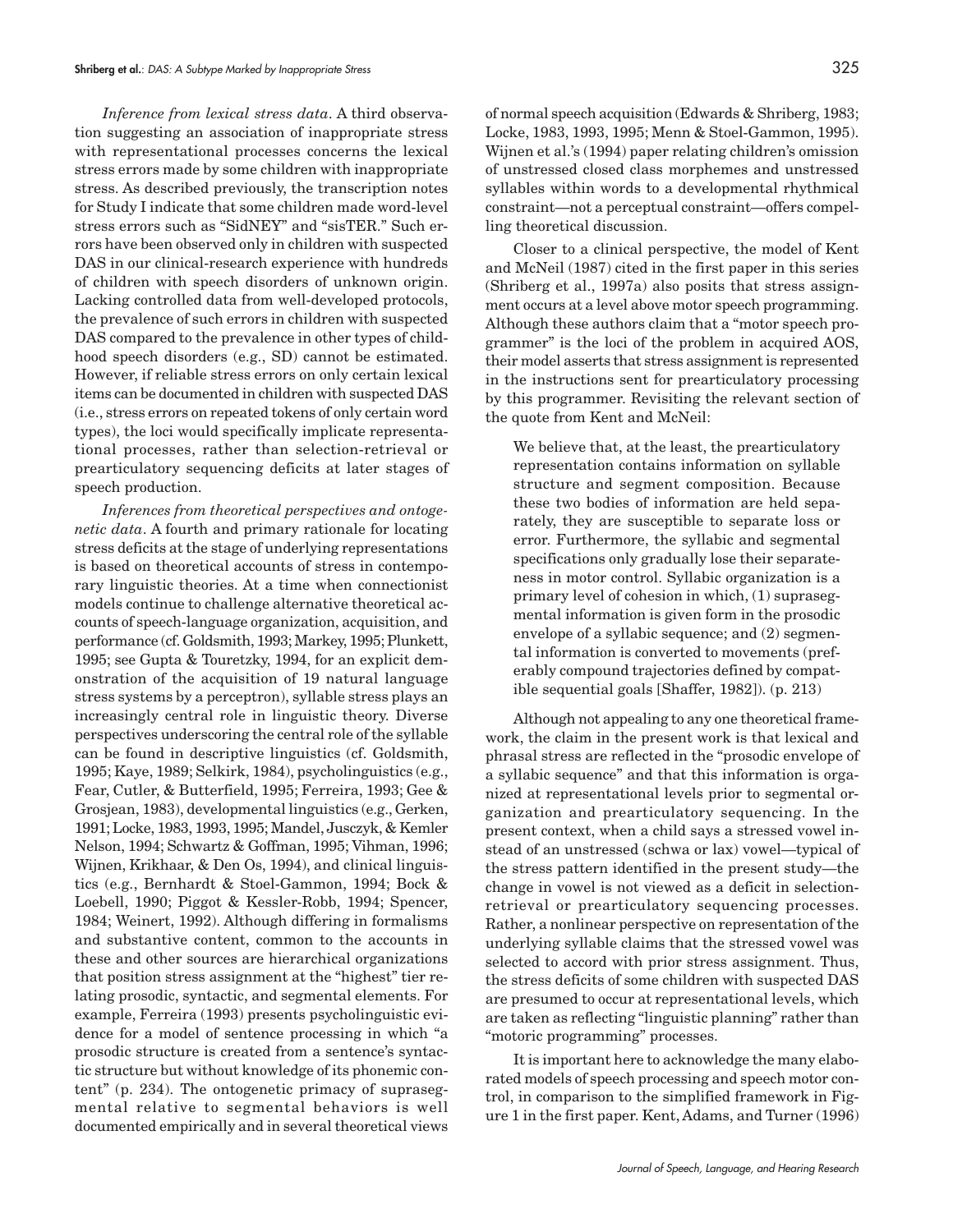*Inference from lexical stress data*. A third observation suggesting an association of inappropriate stress with representational processes concerns the lexical stress errors made by some children with inappropriate stress. As described previously, the transcription notes for Study I indicate that some children made word-level stress errors such as "SidNEY" and "sisTER." Such errors have been observed only in children with suspected DAS in our clinical-research experience with hundreds of children with speech disorders of unknown origin. Lacking controlled data from well-developed protocols, the prevalence of such errors in children with suspected DAS compared to the prevalence in other types of childhood speech disorders (e.g., SD) cannot be estimated. However, if reliable stress errors on only certain lexical items can be documented in children with suspected DAS (i.e., stress errors on repeated tokens of only certain word types), the loci would specifically implicate representational processes, rather than selection-retrieval or prearticulatory sequencing deficits at later stages of speech production.

*Inferences from theoretical perspectives and ontogenetic data*. A fourth and primary rationale for locating stress deficits at the stage of underlying representations is based on theoretical accounts of stress in contemporary linguistic theories. At a time when connectionist models continue to challenge alternative theoretical accounts of speech-language organization, acquisition, and performance (cf. Goldsmith, 1993; Markey, 1995; Plunkett, 1995; see Gupta & Touretzky, 1994, for an explicit demonstration of the acquisition of 19 natural language stress systems by a perceptron), syllable stress plays an increasingly central role in linguistic theory. Diverse perspectives underscoring the central role of the syllable can be found in descriptive linguistics (cf. Goldsmith, 1995; Kaye, 1989; Selkirk, 1984), psycholinguistics (e.g., Fear, Cutler, & Butterfield, 1995; Ferreira, 1993; Gee & Grosjean, 1983), developmental linguistics (e.g., Gerken, 1991; Locke, 1983, 1993, 1995; Mandel, Jusczyk, & Kemler Nelson, 1994; Schwartz & Goffman, 1995; Vihman, 1996; Wijnen, Krikhaar, & Den Os, 1994), and clinical linguistics (e.g., Bernhardt & Stoel-Gammon, 1994; Bock & Loebell, 1990; Piggot & Kessler-Robb, 1994; Spencer, 1984; Weinert, 1992). Although differing in formalisms and substantive content, common to the accounts in these and other sources are hierarchical organizations that position stress assignment at the "highest" tier relating prosodic, syntactic, and segmental elements. For example, Ferreira (1993) presents psycholinguistic evidence for a model of sentence processing in which "a prosodic structure is created from a sentence's syntactic structure but without knowledge of its phonemic content" (p. 234). The ontogenetic primacy of suprasegmental relative to segmental behaviors is well documented empirically and in several theoretical views of normal speech acquisition (Edwards & Shriberg, 1983; Locke, 1983, 1993, 1995; Menn & Stoel-Gammon, 1995). Wijnen et al.'s (1994) paper relating children's omission of unstressed closed class morphemes and unstressed syllables within words to a developmental rhythmical constraint—not a perceptual constraint—offers compelling theoretical discussion.

Closer to a clinical perspective, the model of Kent and McNeil (1987) cited in the first paper in this series (Shriberg et al., 1997a) also posits that stress assignment occurs at a level above motor speech programming. Although these authors claim that a "motor speech programmer" is the loci of the problem in acquired AOS, their model asserts that stress assignment is represented in the instructions sent for prearticulatory processing by this programmer. Revisiting the relevant section of the quote from Kent and McNeil:

> We believe that, at the least, the prearticulatory representation contains information on syllable structure and segment composition. Because these two bodies of information are held separately, they are susceptible to separate loss or error. Furthermore, the syllabic and segmental specifications only gradually lose their separateness in motor control. Syllabic organization is a primary level of cohesion in which, (1) suprasegmental information is given form in the prosodic envelope of a syllabic sequence; and (2) segmental information is converted to movements (preferably compound trajectories defined by compatible sequential goals [Shaffer, 1982]). (p. 213)

Although not appealing to any one theoretical framework, the claim in the present work is that lexical and phrasal stress are reflected in the "prosodic envelope of a syllabic sequence" and that this information is organized at representational levels prior to segmental organization and prearticulatory sequencing. In the present context, when a child says a stressed vowel instead of an unstressed (schwa or lax) vowel—typical of the stress pattern identified in the present study—the change in vowel is not viewed as a deficit in selection-retrieval or prearticulatory sequencing processes. Rather, a nonlinear perspective on representation of the underlying syllable claims that the stressed vowel was selected to accord with prior stress assignment. Thus, the stress deficits of some children with suspected DAS are presumed to occur at representational levels, which are taken as reflecting "linguistic planning" rather than "motoric programming" processes.

It is important here to acknowledge the many elaborated models of speech processing and speech motor control, in comparison to the simplified framework in Figure 1 in the first paper. Kent, Adams, and Turner (1996)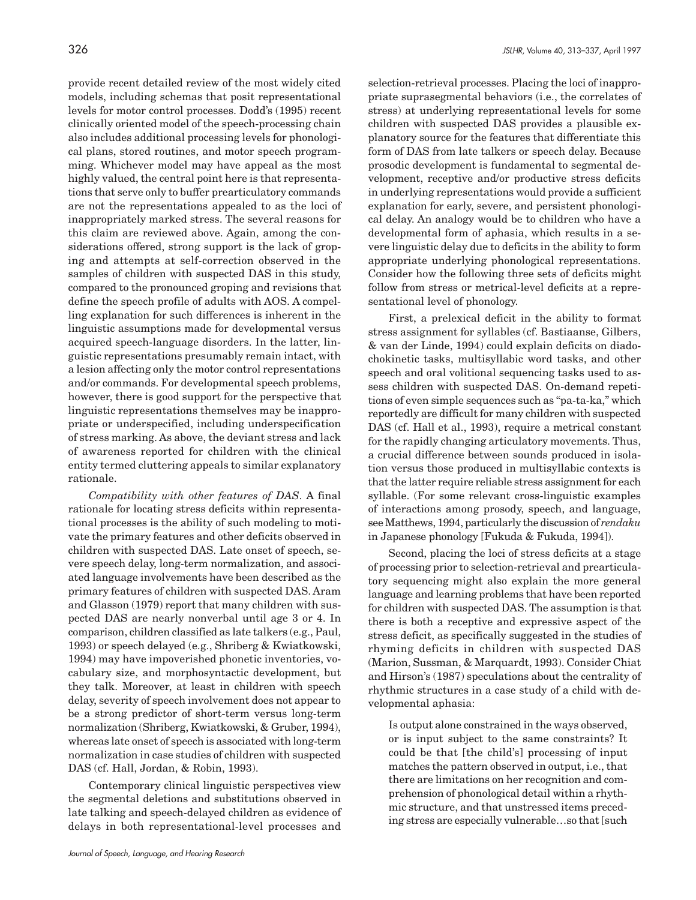provide recent detailed review of the most widely cited models, including schemas that posit representational levels for motor control processes. Dodd's (1995) recent clinically oriented model of the speech-processing chain also includes additional processing levels for phonological plans, stored routines, and motor speech programming. Whichever model may have appeal as the most highly valued, the central point here is that representations that serve only to buffer prearticulatory commands are not the representations appealed to as the loci of inappropriately marked stress. The several reasons for this claim are reviewed above. Again, among the considerations offered, strong support is the lack of groping and attempts at self-correction observed in the samples of children with suspected DAS in this study, compared to the pronounced groping and revisions that define the speech profile of adults with AOS. A compelling explanation for such differences is inherent in the linguistic assumptions made for developmental versus acquired speech-language disorders. In the latter, linguistic representations presumably remain intact, with a lesion affecting only the motor control representations and/or commands. For developmental speech problems, however, there is good support for the perspective that linguistic representations themselves may be inappropriate or underspecified, including underspecification of stress marking. As above, the deviant stress and lack of awareness reported for children with the clinical entity termed cluttering appeals to similar explanatory rationale.

*Compatibility with other features of DAS*. A final rationale for locating stress deficits within representational processes is the ability of such modeling to motivate the primary features and other deficits observed in children with suspected DAS. Late onset of speech, severe speech delay, long-term normalization, and associated language involvements have been described as the primary features of children with suspected DAS. Aram and Glasson (1979) report that many children with suspected DAS are nearly nonverbal until age 3 or 4. In comparison, children classified as late talkers (e.g., Paul, 1993) or speech delayed (e.g., Shriberg & Kwiatkowski, 1994) may have impoverished phonetic inventories, vocabulary size, and morphosyntactic development, but they talk. Moreover, at least in children with speech delay, severity of speech involvement does not appear to be a strong predictor of short-term versus long-term normalization (Shriberg, Kwiatkowski, & Gruber, 1994), whereas late onset of speech is associated with long-term normalization in case studies of children with suspected DAS (cf. Hall, Jordan, & Robin, 1993).

Contemporary clinical linguistic perspectives view the segmental deletions and substitutions observed in late talking and speech-delayed children as evidence of delays in both representational-level processes and selection-retrieval processes. Placing the loci of inappropriate suprasegmental behaviors (i.e., the correlates of stress) at underlying representational levels for some children with suspected DAS provides a plausible explanatory source for the features that differentiate this form of DAS from late talkers or speech delay. Because prosodic development is fundamental to segmental development, receptive and/or productive stress deficits in underlying representations would provide a sufficient explanation for early, severe, and persistent phonological delay. An analogy would be to children who have a developmental form of aphasia, which results in a severe linguistic delay due to deficits in the ability to form appropriate underlying phonological representations. Consider how the following three sets of deficits might follow from stress or metrical-level deficits at a representational level of phonology.

First, a prelexical deficit in the ability to format stress assignment for syllables (cf. Bastiaanse, Gilbers, & van der Linde, 1994) could explain deficits on diadochokinetic tasks, multisyllabic word tasks, and other speech and oral volitional sequencing tasks used to assess children with suspected DAS. On-demand repetitions of even simple sequences such as "pa-ta-ka," which reportedly are difficult for many children with suspected DAS (cf. Hall et al., 1993), require a metrical constant for the rapidly changing articulatory movements. Thus, a crucial difference between sounds produced in isolation versus those produced in multisyllabic contexts is that the latter require reliable stress assignment for each syllable. (For some relevant cross-linguistic examples of interactions among prosody, speech, and language, see Matthews, 1994, particularly the discussion of *rendaku* in Japanese phonology [Fukuda & Fukuda, 1994]).

Second, placing the loci of stress deficits at a stage of processing prior to selection-retrieval and prearticulatory sequencing might also explain the more general language and learning problems that have been reported for children with suspected DAS. The assumption is that there is both a receptive and expressive aspect of the stress deficit, as specifically suggested in the studies of rhyming deficits in children with suspected DAS (Marion, Sussman, & Marquardt, 1993). Consider Chiat and Hirson's (1987) speculations about the centrality of rhythmic structures in a case study of a child with developmental aphasia:

> Is output alone constrained in the ways observed, or is input subject to the same constraints? It could be that [the child's] processing of input matches the pattern observed in output, i.e., that there are limitations on her recognition and comprehension of phonological detail within a rhythmic structure, and that unstressed items preceding stress are especially vulnerable…so that [such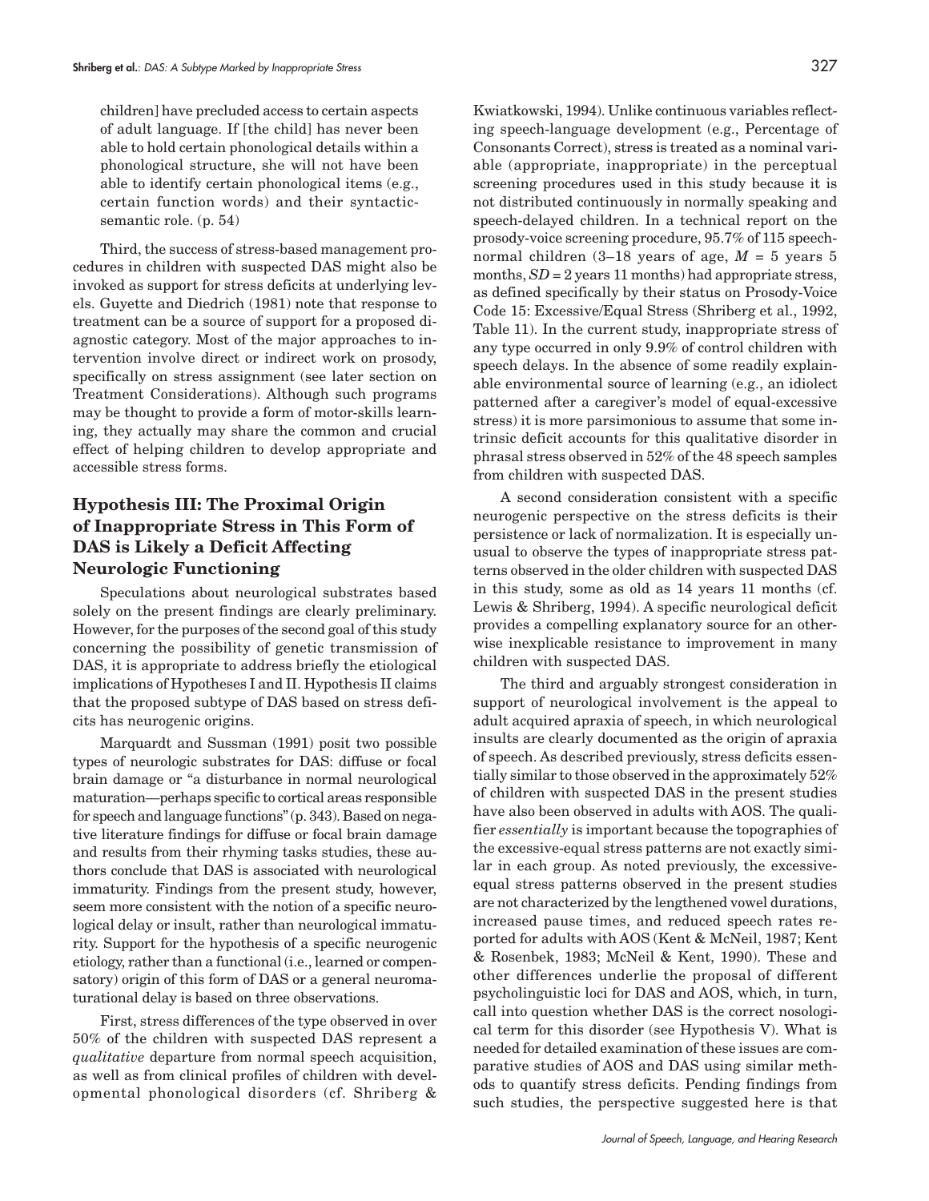children] have precluded access to certain aspects of adult language. If [the child] has never been able to hold certain phonological details within a phonological structure, she will not have been able to identify certain phonological items (e.g., certain function words) and their syntactic-semantic role. (p. 54)

Third, the success of stress-based management procedures in children with suspected DAS might also be invoked as support for stress deficits at underlying levels. Guyette and Diedrich (1981) note that response to treatment can be a source of support for a proposed diagnostic category. Most of the major approaches to intervention involve direct or indirect work on prosody, specifically on stress assignment (see later section on Treatment Considerations). Although such programs may be thought to provide a form of motor-skills learning, they actually may share the common and crucial effect of helping children to develop appropriate and accessible stress forms.

## Hypothesis III: The Proximal Origin of Inappropriate Stress in This Form of DAS is Likely a Deficit Affecting Neurologic Functioning

Speculations about neurological substrates based solely on the present findings are clearly preliminary. However, for the purposes of the second goal of this study concerning the possibility of genetic transmission of DAS, it is appropriate to address briefly the etiological implications of Hypotheses I and II. Hypothesis II claims that the proposed subtype of DAS based on stress deficits has neurogenic origins.

Marquardt and Sussman (1991) posit two possible types of neurologic substrates for DAS: diffuse or focal brain damage or "a disturbance in normal neurological maturation—perhaps specific to cortical areas responsible for speech and language functions" (p. 343). Based on negative literature findings for diffuse or focal brain damage and results from their rhyming tasks studies, these authors conclude that DAS is associated with neurological immaturity. Findings from the present study, however, seem more consistent with the notion of a specific neurological delay or insult, rather than neurological immaturity. Support for the hypothesis of a specific neurogenic etiology, rather than a functional (i.e., learned or compensatory) origin of this form of DAS or a general neuromaturational delay is based on three observations.

First, stress differences of the type observed in over 50% of the children with suspected DAS represent a *qualitative* departure from normal speech acquisition, as well as from clinical profiles of children with developmental phonological disorders (cf. Shriberg & Kwiatkowski, 1994). Unlike continuous variables reflecting speech-language development (e.g., Percentage of Consonants Correct), stress is treated as a nominal variable (appropriate, inappropriate) in the perceptual screening procedures used in this study because it is not distributed continuously in normally speaking and speech-delayed children. In a technical report on the prosody-voice screening procedure, 95.7% of 115 speech-normal children (3–18 years of age, $M$ = 5 years 5 months, $SD$ = 2 years 11 months) had appropriate stress, as defined specifically by their status on Prosody-Voice Code 15: Excessive/Equal Stress (Shriberg et al., 1992, Table 11). In the current study, inappropriate stress of any type occurred in only 9.9% of control children with speech delays. In the absence of some readily explainable environmental source of learning (e.g., an idiolect patterned after a caregiver's model of equal-excessive stress) it is more parsimonious to assume that some intrinsic deficit accounts for this qualitative disorder in phrasal stress observed in 52% of the 48 speech samples from children with suspected DAS.

A second consideration consistent with a specific neurogenic perspective on the stress deficits is their persistence or lack of normalization. It is especially unusual to observe the types of inappropriate stress patterns observed in the older children with suspected DAS in this study, some as old as 14 years 11 months (cf. Lewis & Shriberg, 1994). A specific neurological deficit provides a compelling explanatory source for an otherwise inexplicable resistance to improvement in many children with suspected DAS.

The third and arguably strongest consideration in support of neurological involvement is the appeal to adult acquired apraxia of speech, in which neurological insults are clearly documented as the origin of apraxia of speech. As described previously, stress deficits essentially similar to those observed in the approximately 52% of children with suspected DAS in the present studies have also been observed in adults with AOS. The qualifier *essentially* is important because the topographies of the excessive-equal stress patterns are not exactly similar in each group. As noted previously, the excessive-equal stress patterns observed in the present studies are not characterized by the lengthened vowel durations, increased pause times, and reduced speech rates reported for adults with AOS (Kent & McNeil, 1987; Kent & Rosenbek, 1983; McNeil & Kent, 1990). These and other differences underlie the proposal of different psycholinguistic loci for DAS and AOS, which, in turn, call into question whether DAS is the correct nosological term for this disorder (see Hypothesis V). What is needed for detailed examination of these issues are comparative studies of AOS and DAS using similar methods to quantify stress deficits. Pending findings from such studies, the perspective suggested here is that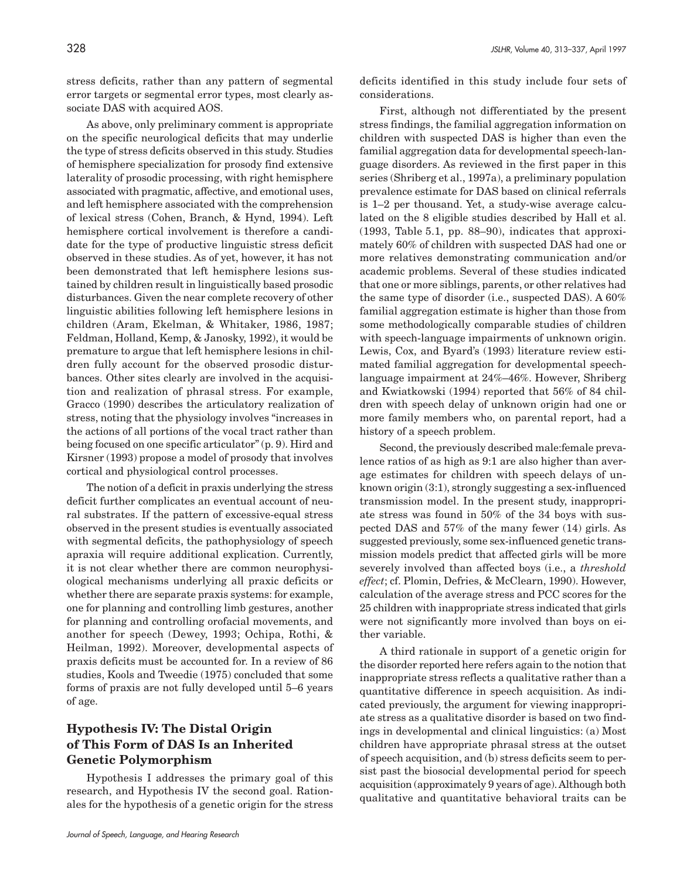stress deficits, rather than any pattern of segmental error targets or segmental error types, most clearly associate DAS with acquired AOS.

As above, only preliminary comment is appropriate on the specific neurological deficits that may underlie the type of stress deficits observed in this study. Studies of hemisphere specialization for prosody find extensive laterality of prosodic processing, with right hemisphere associated with pragmatic, affective, and emotional uses, and left hemisphere associated with the comprehension of lexical stress (Cohen, Branch, & Hynd, 1994). Left hemisphere cortical involvement is therefore a candidate for the type of productive linguistic stress deficit observed in these studies. As of yet, however, it has not been demonstrated that left hemisphere lesions sustained by children result in linguistically based prosodic disturbances. Given the near complete recovery of other linguistic abilities following left hemisphere lesions in children (Aram, Ekelman, & Whitaker, 1986, 1987; Feldman, Holland, Kemp, & Janosky, 1992), it would be premature to argue that left hemisphere lesions in children fully account for the observed prosodic disturbances. Other sites clearly are involved in the acquisition and realization of phrasal stress. For example, Gracco (1990) describes the articulatory realization of stress, noting that the physiology involves "increases in the actions of all portions of the vocal tract rather than being focused on one specific articulator" (p. 9). Hird and Kirsner (1993) propose a model of prosody that involves cortical and physiological control processes.

The notion of a deficit in praxis underlying the stress deficit further complicates an eventual account of neural substrates. If the pattern of excessive-equal stress observed in the present studies is eventually associated with segmental deficits, the pathophysiology of speech apraxia will require additional explication. Currently, it is not clear whether there are common neurophysiological mechanisms underlying all praxic deficits or whether there are separate praxis systems: for example, one for planning and controlling limb gestures, another for planning and controlling orofacial movements, and another for speech (Dewey, 1993; Ochipa, Rothi, & Heilman, 1992). Moreover, developmental aspects of praxis deficits must be accounted for. In a review of 86 studies, Kools and Tweedie (1975) concluded that some forms of praxis are not fully developed until 5–6 years of age.

## Hypothesis IV: The Distal Origin of This Form of DAS Is an Inherited Genetic Polymorphism

Hypothesis I addresses the primary goal of this research, and Hypothesis IV the second goal. Rationales for the hypothesis of a genetic origin for the stress deficits identified in this study include four sets of considerations.

First, although not differentiated by the present stress findings, the familial aggregation information on children with suspected DAS is higher than even the familial aggregation data for developmental speech-language disorders. As reviewed in the first paper in this series (Shriberg et al., 1997a), a preliminary population prevalence estimate for DAS based on clinical referrals is 1–2 per thousand. Yet, a study-wise average calculated on the 8 eligible studies described by Hall et al. (1993, Table 5.1, pp. 88–90), indicates that approximately 60% of children with suspected DAS had one or more relatives demonstrating communication and/or academic problems. Several of these studies indicated that one or more siblings, parents, or other relatives had the same type of disorder (i.e., suspected DAS). A 60% familial aggregation estimate is higher than those from some methodologically comparable studies of children with speech-language impairments of unknown origin. Lewis, Cox, and Byard's (1993) literature review estimated familial aggregation for developmental speech-language impairment at 24%–46%. However, Shriberg and Kwiatkowski (1994) reported that 56% of 84 children with speech delay of unknown origin had one or more family members who, on parental report, had a history of a speech problem.

Second, the previously described male:female prevalence ratios of as high as 9:1 are also higher than average estimates for children with speech delays of unknown origin (3:1), strongly suggesting a sex-influenced transmission model. In the present study, inappropriate stress was found in 50% of the 34 boys with suspected DAS and 57% of the many fewer (14) girls. As suggested previously, some sex-influenced genetic transmission models predict that affected girls will be more severely involved than affected boys (i.e., a *threshold effect*; cf. Plomin, Defries, & McClearn, 1990). However, calculation of the average stress and PCC scores for the 25 children with inappropriate stress indicated that girls were not significantly more involved than boys on either variable.

A third rationale in support of a genetic origin for the disorder reported here refers again to the notion that inappropriate stress reflects a qualitative rather than a quantitative difference in speech acquisition. As indicated previously, the argument for viewing inappropriate stress as a qualitative disorder is based on two findings in developmental and clinical linguistics: (a) Most children have appropriate phrasal stress at the outset of speech acquisition, and (b) stress deficits seem to persist past the biosocial developmental period for speech acquisition (approximately 9 years of age). Although both qualitative and quantitative behavioral traits can be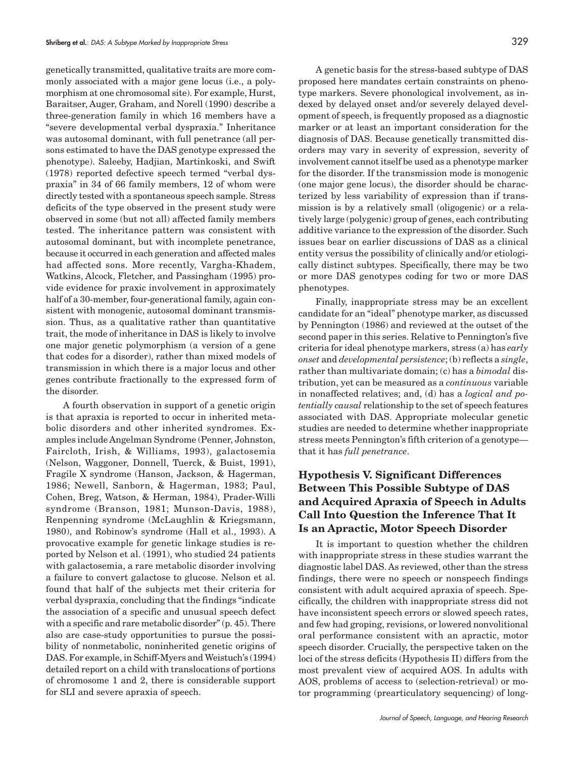genetically transmitted, qualitative traits are more commonly associated with a major gene locus (i.e., a polymorphism at one chromosomal site). For example, Hurst, Baraitser, Auger, Graham, and Norell (1990) describe a three-generation family in which 16 members have a "severe developmental verbal dyspraxia." Inheritance was autosomal dominant, with full penetrance (all persons estimated to have the DAS genotype expressed the phenotype). Saleeby, Hadjian, Martinkoski, and Swift (1978) reported defective speech termed "verbal dyspraxia" in 34 of 66 family members, 12 of whom were directly tested with a spontaneous speech sample. Stress deficits of the type observed in the present study were observed in some (but not all) affected family members tested. The inheritance pattern was consistent with autosomal dominant, but with incomplete penetrance, because it occurred in each generation and affected males had affected sons. More recently, Vargha-Khadem, Watkins, Alcock, Fletcher, and Passingham (1995) provide evidence for praxic involvement in approximately half of a 30-member, four-generational family, again consistent with monogenic, autosomal dominant transmission. Thus, as a qualitative rather than quantitative trait, the mode of inheritance in DAS is likely to involve one major genetic polymorphism (a version of a gene that codes for a disorder), rather than mixed models of transmission in which there is a major locus and other genes contribute fractionally to the expressed form of the disorder.

A fourth observation in support of a genetic origin is that apraxia is reported to occur in inherited metabolic disorders and other inherited syndromes. Examples include Angelman Syndrome (Penner, Johnston, Faircloth, Irish, & Williams, 1993), galactosemia (Nelson, Waggoner, Donnell, Tuerck, & Buist, 1991), Fragile X syndrome (Hanson, Jackson, & Hagerman, 1986; Newell, Sanborn, & Hagerman, 1983; Paul, Cohen, Breg, Watson, & Herman, 1984), Prader-Willi syndrome (Branson, 1981; Munson-Davis, 1988), Renpenning syndrome (McLaughlin & Kriegsmann, 1980), and Robinow's syndrome (Hall et al., 1993). A provocative example for genetic linkage studies is reported by Nelson et al. (1991), who studied 24 patients with galactosemia, a rare metabolic disorder involving a failure to convert galactose to glucose. Nelson et al. found that half of the subjects met their criteria for verbal dyspraxia, concluding that the findings "indicate the association of a specific and unusual speech defect with a specific and rare metabolic disorder" (p. 45). There also are case-study opportunities to pursue the possibility of nonmetabolic, noninherited genetic origins of DAS. For example, in Schiff-Myers and Weistuch's (1994) detailed report on a child with translocations of portions of chromosome 1 and 2, there is considerable support for SLI and severe apraxia of speech.

A genetic basis for the stress-based subtype of DAS proposed here mandates certain constraints on phenotype markers. Severe phonological involvement, as indexed by delayed onset and/or severely delayed development of speech, is frequently proposed as a diagnostic marker or at least an important consideration for the diagnosis of DAS. Because genetically transmitted disorders may vary in severity of expression, severity of involvement cannot itself be used as a phenotype marker for the disorder. If the transmission mode is monogenic (one major gene locus), the disorder should be characterized by less variability of expression than if transmission is by a relatively small (oligogenic) or a relatively large (polygenic) group of genes, each contributing additive variance to the expression of the disorder. Such issues bear on earlier discussions of DAS as a clinical entity versus the possibility of clinically and/or etiologically distinct subtypes. Specifically, there may be two or more DAS genotypes coding for two or more DAS phenotypes.

Finally, inappropriate stress may be an excellent candidate for an "ideal" phenotype marker, as discussed by Pennington (1986) and reviewed at the outset of the second paper in this series. Relative to Pennington's five criteria for ideal phenotype markers, stress (a) has *early onset* and *developmental persistence*; (b) reflects a *single*, rather than multivariate domain; (c) has a *bimodal* distribution, yet can be measured as a *continuous* variable in nonaffected relatives; and, (d) has a *logical and potentially causal* relationship to the set of speech features associated with DAS. Appropriate molecular genetic studies are needed to determine whether inappropriate stress meets Pennington's fifth criterion of a genotype—that it has *full penetrance*.

## Hypothesis V. Significant Differences Between This Possible Subtype of DAS and Acquired Apraxia of Speech in Adults Call Into Question the Inference That It Is an Apractic, Motor Speech Disorder

It is important to question whether the children with inappropriate stress in these studies warrant the diagnostic label DAS. As reviewed, other than the stress findings, there were no speech or nonspeech findings consistent with adult acquired apraxia of speech. Specifically, the children with inappropriate stress did not have inconsistent speech errors or slowed speech rates, and few had groping, revisions, or lowered nonvolitional oral performance consistent with an apractic, motor speech disorder. Crucially, the perspective taken on the loci of the stress deficits (Hypothesis II) differs from the most prevalent view of acquired AOS. In adults with AOS, problems of access to (selection-retrieval) or motor programming (prearticulatory sequencing) of long-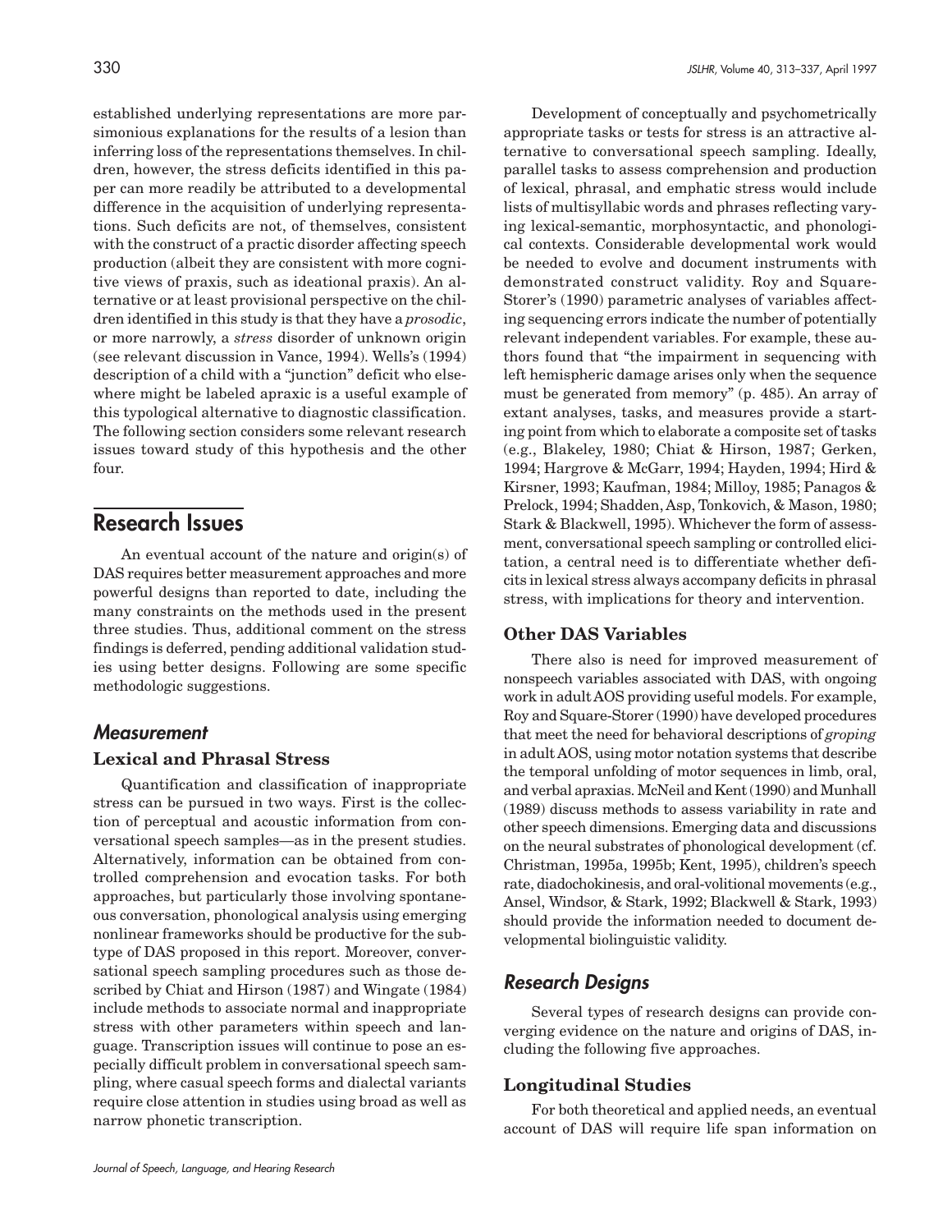established underlying representations are more parsimonious explanations for the results of a lesion than inferring loss of the representations themselves. In children, however, the stress deficits identified in this paper can more readily be attributed to a developmental difference in the acquisition of underlying representations. Such deficits are not, of themselves, consistent with the construct of a practic disorder affecting speech production (albeit they are consistent with more cognitive views of praxis, such as ideational praxis). An alternative or at least provisional perspective on the children identified in this study is that they have a *prosodic*, or more narrowly, a *stress* disorder of unknown origin (see relevant discussion in Vance, 1994). Wells's (1994) description of a child with a "junction" deficit who elsewhere might be labeled apraxic is a useful example of this typological alternative to diagnostic classification. The following section considers some relevant research issues toward study of this hypothesis and the other four.

## Research Issues

An eventual account of the nature and origin(s) of DAS requires better measurement approaches and more powerful designs than reported to date, including the many constraints on the methods used in the present three studies. Thus, additional comment on the stress findings is deferred, pending additional validation studies using better designs. Following are some specific methodologic suggestions.

### Measurement

#### Lexical and Phrasal Stress

Quantification and classification of inappropriate stress can be pursued in two ways. First is the collection of perceptual and acoustic information from conversational speech samples—as in the present studies. Alternatively, information can be obtained from controlled comprehension and evocation tasks. For both approaches, but particularly those involving spontaneous conversation, phonological analysis using emerging nonlinear frameworks should be productive for the subtype of DAS proposed in this report. Moreover, conversational speech sampling procedures such as those described by Chiat and Hirson (1987) and Wingate (1984) include methods to associate normal and inappropriate stress with other parameters within speech and language. Transcription issues will continue to pose an especially difficult problem in conversational speech sampling, where casual speech forms and dialectal variants require close attention in studies using broad as well as narrow phonetic transcription.

Development of conceptually and psychometrically appropriate tasks or tests for stress is an attractive alternative to conversational speech sampling. Ideally, parallel tasks to assess comprehension and production of lexical, phrasal, and emphatic stress would include lists of multisyllabic words and phrases reflecting varying lexical-semantic, morphosyntactic, and phonological contexts. Considerable developmental work would be needed to evolve and document instruments with demonstrated construct validity. Roy and Square-Storer's (1990) parametric analyses of variables affecting sequencing errors indicate the number of potentially relevant independent variables. For example, these authors found that "the impairment in sequencing with left hemispheric damage arises only when the sequence must be generated from memory" (p. 485). An array of extant analyses, tasks, and measures provide a starting point from which to elaborate a composite set of tasks (e.g., Blakeley, 1980; Chiat & Hirson, 1987; Gerken, 1994; Hargrove & McGarr, 1994; Hayden, 1994; Hird & Kirsner, 1993; Kaufman, 1984; Milloy, 1985; Panagos & Prelock, 1994; Shadden, Asp, Tonkovich, & Mason, 1980; Stark & Blackwell, 1995). Whichever the form of assessment, conversational speech sampling or controlled elicitation, a central need is to differentiate whether deficits in lexical stress always accompany deficits in phrasal stress, with implications for theory and intervention.

#### Other DAS Variables

There also is need for improved measurement of nonspeech variables associated with DAS, with ongoing work in adult AOS providing useful models. For example, Roy and Square-Storer (1990) have developed procedures that meet the need for behavioral descriptions of *groping* in adult AOS, using motor notation systems that describe the temporal unfolding of motor sequences in limb, oral, and verbal apraxias. McNeil and Kent (1990) and Munhall (1989) discuss methods to assess variability in rate and other speech dimensions. Emerging data and discussions on the neural substrates of phonological development (cf. Christman, 1995a, 1995b; Kent, 1995), children's speech rate, diadochokinesis, and oral-volitional movements (e.g., Ansel, Windsor, & Stark, 1992; Blackwell & Stark, 1993) should provide the information needed to document developmental biolinguistic validity.

### Research Designs

Several types of research designs can provide converging evidence on the nature and origins of DAS, including the following five approaches.

#### Longitudinal Studies

For both theoretical and applied needs, an eventual account of DAS will require life span information on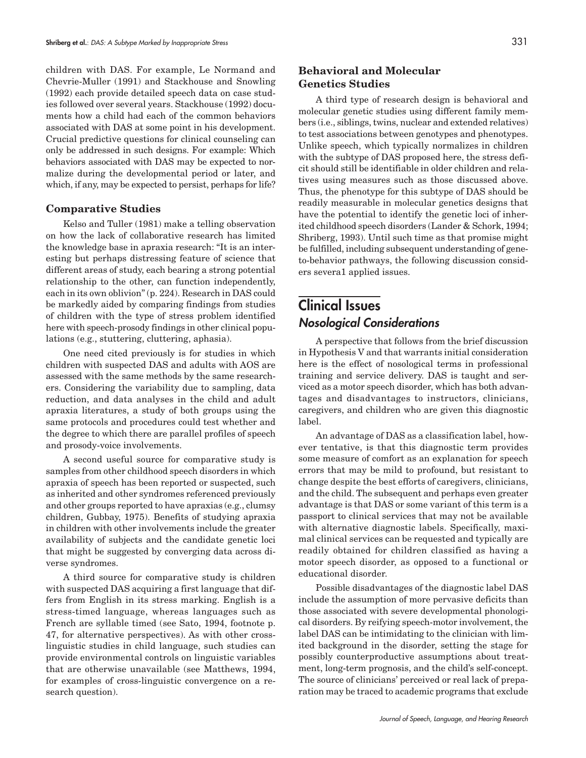children with DAS. For example, Le Normand and Chevrie-Muller (1991) and Stackhouse and Snowling (1992) each provide detailed speech data on case studies followed over several years. Stackhouse (1992) documents how a child had each of the common behaviors associated with DAS at some point in his development. Crucial predictive questions for clinical counseling can only be addressed in such designs. For example: Which behaviors associated with DAS may be expected to normalize during the developmental period or later, and which, if any, may be expected to persist, perhaps for life?

### Comparative Studies

Kelso and Tuller (1981) make a telling observation on how the lack of collaborative research has limited the knowledge base in apraxia research: "It is an interesting but perhaps distressing feature of science that different areas of study, each bearing a strong potential relationship to the other, can function independently, each in its own oblivion" (p. 224). Research in DAS could be markedly aided by comparing findings from studies of children with the type of stress problem identified here with speech-prosody findings in other clinical populations (e.g., stuttering, cluttering, aphasia).

One need cited previously is for studies in which children with suspected DAS and adults with AOS are assessed with the same methods by the same researchers. Considering the variability due to sampling, data reduction, and data analyses in the child and adult apraxia literatures, a study of both groups using the same protocols and procedures could test whether and the degree to which there are parallel profiles of speech and prosody-voice involvements.

A second useful source for comparative study is samples from other childhood speech disorders in which apraxia of speech has been reported or suspected, such as inherited and other syndromes referenced previously and other groups reported to have apraxias (e.g., clumsy children, Gubbay, 1975). Benefits of studying apraxia in children with other involvements include the greater availability of subjects and the candidate genetic loci that might be suggested by converging data across diverse syndromes.

A third source for comparative study is children with suspected DAS acquiring a first language that differs from English in its stress marking. English is a stress-timed language, whereas languages such as French are syllable timed (see Sato, 1994, footnote p. 47, for alternative perspectives). As with other cross-linguistic studies in child language, such studies can provide environmental controls on linguistic variables that are otherwise unavailable (see Matthews, 1994, for examples of cross-linguistic convergence on a research question).

### Behavioral and Molecular Genetics Studies

A third type of research design is behavioral and molecular genetic studies using different family members (i.e., siblings, twins, nuclear and extended relatives) to test associations between genotypes and phenotypes. Unlike speech, which typically normalizes in children with the subtype of DAS proposed here, the stress deficit should still be identifiable in older children and relatives using measures such as those discussed above. Thus, the phenotype for this subtype of DAS should be readily measurable in molecular genetics designs that have the potential to identify the genetic loci of inherited childhood speech disorders (Lander & Schork, 1994; Shriberg, 1993). Until such time as that promise might be fulfilled, including subsequent understanding of gene-to-behavior pathways, the following discussion considers severa1 applied issues.

## Clinical Issues

### *Nosological Considerations*

A perspective that follows from the brief discussion in Hypothesis V and that warrants initial consideration here is the effect of nosological terms in professional training and service delivery. DAS is taught and serviced as a motor speech disorder, which has both advantages and disadvantages to instructors, clinicians, caregivers, and children who are given this diagnostic label.

An advantage of DAS as a classification label, however tentative, is that this diagnostic term provides some measure of comfort as an explanation for speech errors that may be mild to profound, but resistant to change despite the best efforts of caregivers, clinicians, and the child. The subsequent and perhaps even greater advantage is that DAS or some variant of this term is a passport to clinical services that may not be available with alternative diagnostic labels. Specifically, maximal clinical services can be requested and typically are readily obtained for children classified as having a motor speech disorder, as opposed to a functional or educational disorder.

Possible disadvantages of the diagnostic label DAS include the assumption of more pervasive deficits than those associated with severe developmental phonological disorders. By reifying speech-motor involvement, the label DAS can be intimidating to the clinician with limited background in the disorder, setting the stage for possibly counterproductive assumptions about treatment, long-term prognosis, and the child's self-concept. The source of clinicians' perceived or real lack of preparation may be traced to academic programs that exclude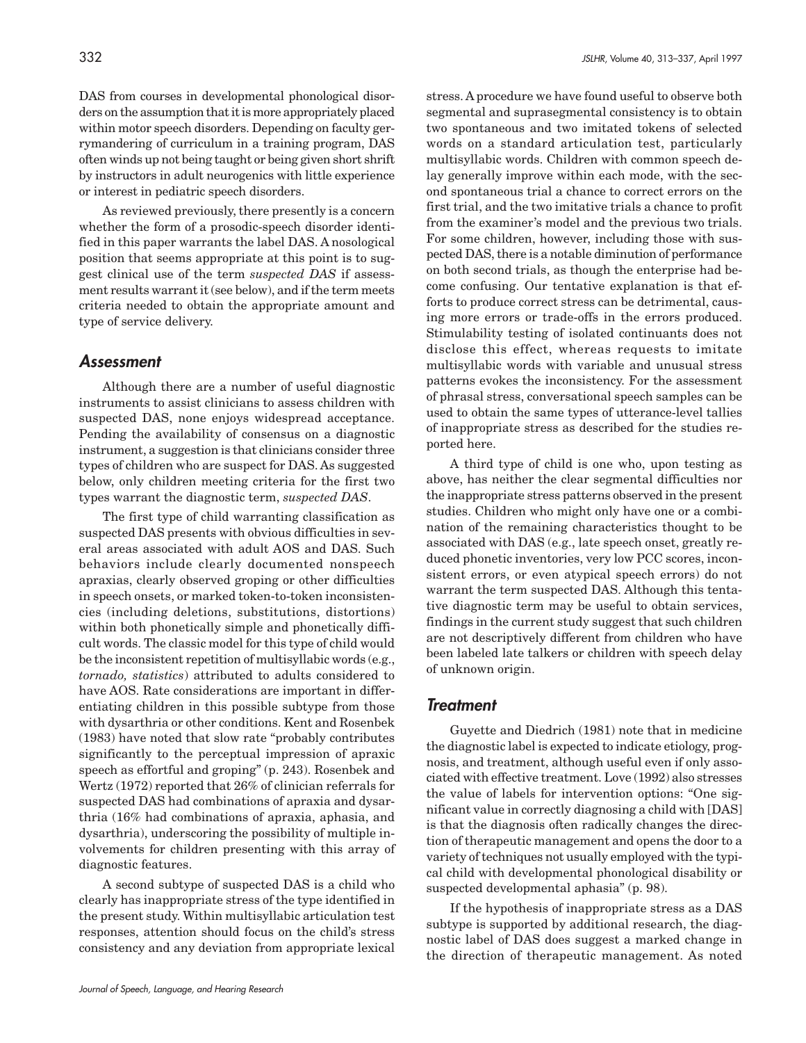DAS from courses in developmental phonological disorders on the assumption that it is more appropriately placed within motor speech disorders. Depending on faculty gerrymandering of curriculum in a training program, DAS often winds up not being taught or being given short shrift by instructors in adult neurogenics with little experience or interest in pediatric speech disorders.

As reviewed previously, there presently is a concern whether the form of a prosodic-speech disorder identified in this paper warrants the label DAS. A nosological position that seems appropriate at this point is to suggest clinical use of the term *suspected DAS* if assessment results warrant it (see below), and if the term meets criteria needed to obtain the appropriate amount and type of service delivery.

## Assessment

Although there are a number of useful diagnostic instruments to assist clinicians to assess children with suspected DAS, none enjoys widespread acceptance. Pending the availability of consensus on a diagnostic instrument, a suggestion is that clinicians consider three types of children who are suspect for DAS. As suggested below, only children meeting criteria for the first two types warrant the diagnostic term, *suspected DAS*.

The first type of child warranting classification as suspected DAS presents with obvious difficulties in several areas associated with adult AOS and DAS. Such behaviors include clearly documented nonspeech apraxias, clearly observed groping or other difficulties in speech onsets, or marked token-to-token inconsistencies (including deletions, substitutions, distortions) within both phonetically simple and phonetically difficult words. The classic model for this type of child would be the inconsistent repetition of multisyllabic words (e.g., *tornado, statistics*) attributed to adults considered to have AOS. Rate considerations are important in differentiating children in this possible subtype from those with dysarthria or other conditions. Kent and Rosenbek (1983) have noted that slow rate "probably contributes significantly to the perceptual impression of apraxic speech as effortful and groping" (p. 243). Rosenbek and Wertz (1972) reported that 26% of clinician referrals for suspected DAS had combinations of apraxia and dysarthria (16% had combinations of apraxia, aphasia, and dysarthria), underscoring the possibility of multiple involvements for children presenting with this array of diagnostic features.

A second subtype of suspected DAS is a child who clearly has inappropriate stress of the type identified in the present study. Within multisyllabic articulation test responses, attention should focus on the child's stress consistency and any deviation from appropriate lexical stress. A procedure we have found useful to observe both segmental and suprasegmental consistency is to obtain two spontaneous and two imitated tokens of selected words on a standard articulation test, particularly multisyllabic words. Children with common speech delay generally improve within each mode, with the second spontaneous trial a chance to correct errors on the first trial, and the two imitative trials a chance to profit from the examiner's model and the previous two trials. For some children, however, including those with suspected DAS, there is a notable diminution of performance on both second trials, as though the enterprise had become confusing. Our tentative explanation is that efforts to produce correct stress can be detrimental, causing more errors or trade-offs in the errors produced. Stimulability testing of isolated continuants does not disclose this effect, whereas requests to imitate multisyllabic words with variable and unusual stress patterns evokes the inconsistency. For the assessment of phrasal stress, conversational speech samples can be used to obtain the same types of utterance-level tallies of inappropriate stress as described for the studies reported here.

A third type of child is one who, upon testing as above, has neither the clear segmental difficulties nor the inappropriate stress patterns observed in the present studies. Children who might only have one or a combination of the remaining characteristics thought to be associated with DAS (e.g., late speech onset, greatly reduced phonetic inventories, very low PCC scores, inconsistent errors, or even atypical speech errors) do not warrant the term suspected DAS. Although this tentative diagnostic term may be useful to obtain services, findings in the current study suggest that such children are not descriptively different from children who have been labeled late talkers or children with speech delay of unknown origin.

## Treatment

Guyette and Diedrich (1981) note that in medicine the diagnostic label is expected to indicate etiology, prognosis, and treatment, although useful even if only associated with effective treatment. Love (1992) also stresses the value of labels for intervention options: "One significant value in correctly diagnosing a child with [DAS] is that the diagnosis often radically changes the direction of therapeutic management and opens the door to a variety of techniques not usually employed with the typical child with developmental phonological disability or suspected developmental aphasia" (p. 98).

If the hypothesis of inappropriate stress as a DAS subtype is supported by additional research, the diagnostic label of DAS does suggest a marked change in the direction of therapeutic management. As noted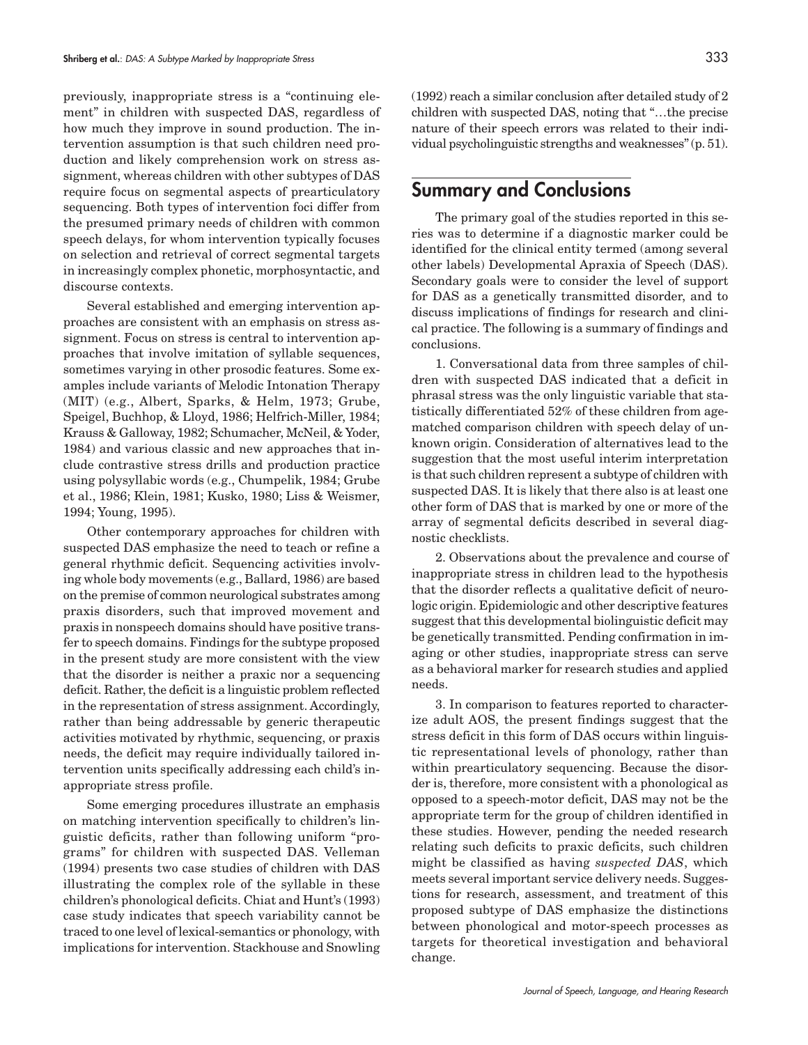previously, inappropriate stress is a "continuing element" in children with suspected DAS, regardless of how much they improve in sound production. The intervention assumption is that such children need production and likely comprehension work on stress assignment, whereas children with other subtypes of DAS require focus on segmental aspects of prearticulatory sequencing. Both types of intervention foci differ from the presumed primary needs of children with common speech delays, for whom intervention typically focuses on selection and retrieval of correct segmental targets in increasingly complex phonetic, morphosyntactic, and discourse contexts.

Several established and emerging intervention approaches are consistent with an emphasis on stress assignment. Focus on stress is central to intervention approaches that involve imitation of syllable sequences, sometimes varying in other prosodic features. Some examples include variants of Melodic Intonation Therapy (MIT) (e.g., Albert, Sparks, & Helm, 1973; Grube, Speigel, Buchhop, & Lloyd, 1986; Helfrich-Miller, 1984; Krauss & Galloway, 1982; Schumacher, McNeil, & Yoder, 1984) and various classic and new approaches that include contrastive stress drills and production practice using polysyllabic words (e.g., Chumpelik, 1984; Grube et al., 1986; Klein, 1981; Kusko, 1980; Liss & Weismer, 1994; Young, 1995).

Other contemporary approaches for children with suspected DAS emphasize the need to teach or refine a general rhythmic deficit. Sequencing activities involving whole body movements (e.g., Ballard, 1986) are based on the premise of common neurological substrates among praxis disorders, such that improved movement and praxis in nonspeech domains should have positive transfer to speech domains. Findings for the subtype proposed in the present study are more consistent with the view that the disorder is neither a praxic nor a sequencing deficit. Rather, the deficit is a linguistic problem reflected in the representation of stress assignment. Accordingly, rather than being addressable by generic therapeutic activities motivated by rhythmic, sequencing, or praxis needs, the deficit may require individually tailored intervention units specifically addressing each child's inappropriate stress profile.

Some emerging procedures illustrate an emphasis on matching intervention specifically to children's linguistic deficits, rather than following uniform "programs" for children with suspected DAS. Velleman (1994) presents two case studies of children with DAS illustrating the complex role of the syllable in these children's phonological deficits. Chiat and Hunt's (1993) case study indicates that speech variability cannot be traced to one level of lexical-semantics or phonology, with implications for intervention. Stackhouse and Snowling (1992) reach a similar conclusion after detailed study of 2 children with suspected DAS, noting that "…the precise nature of their speech errors was related to their individual psycholinguistic strengths and weaknesses" (p. 51).

## Summary and Conclusions

The primary goal of the studies reported in this series was to determine if a diagnostic marker could be identified for the clinical entity termed (among several other labels) Developmental Apraxia of Speech (DAS). Secondary goals were to consider the level of support for DAS as a genetically transmitted disorder, and to discuss implications of findings for research and clinical practice. The following is a summary of findings and conclusions.

1. Conversational data from three samples of children with suspected DAS indicated that a deficit in phrasal stress was the only linguistic variable that statistically differentiated 52% of these children from age-matched comparison children with speech delay of unknown origin. Consideration of alternatives lead to the suggestion that the most useful interim interpretation is that such children represent a subtype of children with suspected DAS. It is likely that there also is at least one other form of DAS that is marked by one or more of the array of segmental deficits described in several diagnostic checklists.

2. Observations about the prevalence and course of inappropriate stress in children lead to the hypothesis that the disorder reflects a qualitative deficit of neurologic origin. Epidemiologic and other descriptive features suggest that this developmental biolinguistic deficit may be genetically transmitted. Pending confirmation in imaging or other studies, inappropriate stress can serve as a behavioral marker for research studies and applied needs.

3. In comparison to features reported to characterize adult AOS, the present findings suggest that the stress deficit in this form of DAS occurs within linguistic representational levels of phonology, rather than within prearticulatory sequencing. Because the disorder is, therefore, more consistent with a phonological as opposed to a speech-motor deficit, DAS may not be the appropriate term for the group of children identified in these studies. However, pending the needed research relating such deficits to praxic deficits, such children might be classified as having *suspected DAS*, which meets several important service delivery needs. Suggestions for research, assessment, and treatment of this proposed subtype of DAS emphasize the distinctions between phonological and motor-speech processes as targets for theoretical investigation and behavioral change.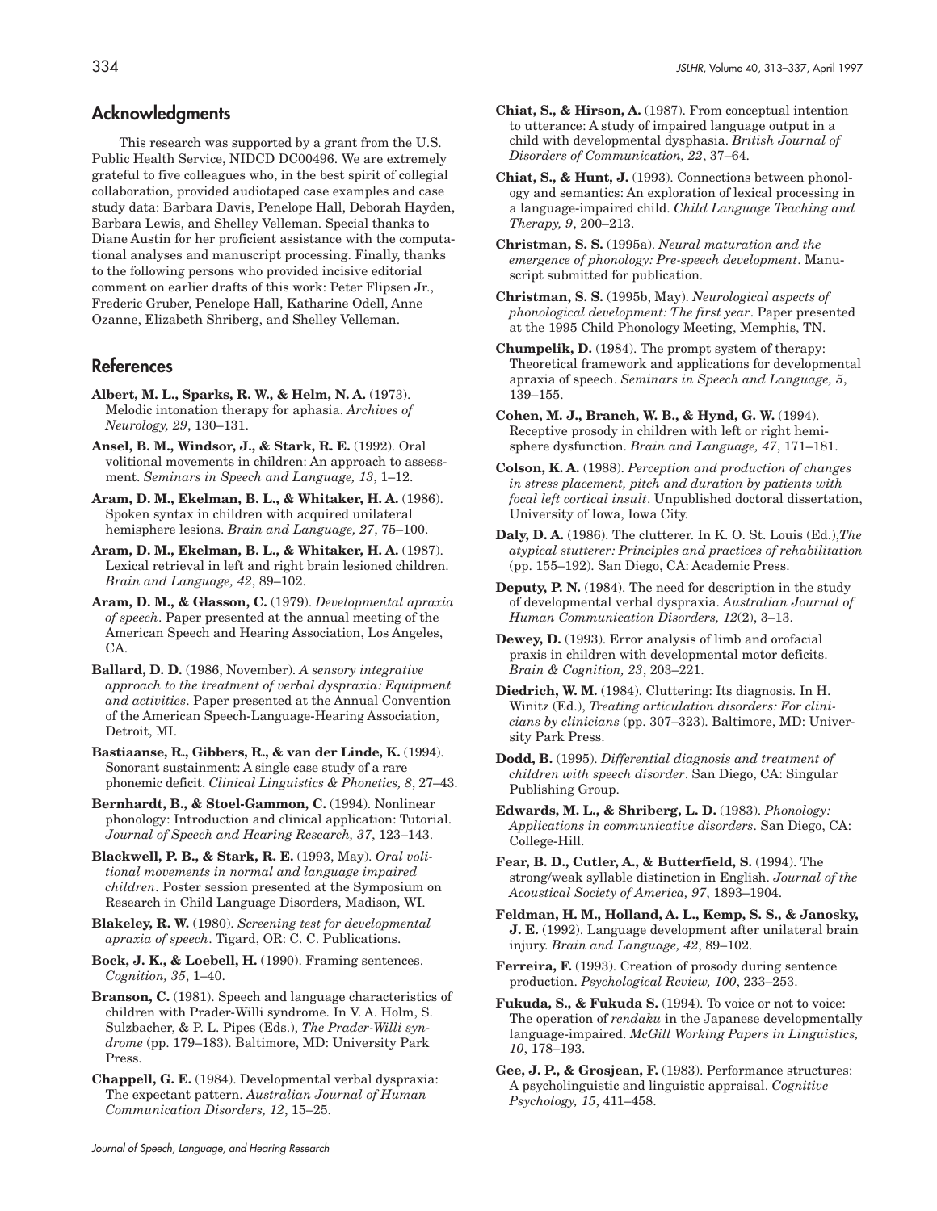## Acknowledgments

This research was supported by a grant from the U.S. Public Health Service, NIDCD DC00496. We are extremely grateful to five colleagues who, in the best spirit of collegial collaboration, provided audiotaped case examples and case study data: Barbara Davis, Penelope Hall, Deborah Hayden, Barbara Lewis, and Shelley Velleman. Special thanks to Diane Austin for her proficient assistance with the computational analyses and manuscript processing. Finally, thanks to the following persons who provided incisive editorial comment on earlier drafts of this work: Peter Flipsen Jr., Frederic Gruber, Penelope Hall, Katharine Odell, Anne Ozanne, Elizabeth Shriberg, and Shelley Velleman.

## References

**Albert, M. L., Sparks, R. W., & Helm, N. A.** (1973). Melodic intonation therapy for aphasia. *Archives of Neurology, 29*, 130–131.

**Ansel, B. M., Windsor, J., & Stark, R. E.** (1992). Oral volitional movements in children: An approach to assessment. *Seminars in Speech and Language, 13*, 1–12.

**Aram, D. M., Ekelman, B. L., & Whitaker, H. A.** (1986). Spoken syntax in children with acquired unilateral hemisphere lesions. *Brain and Language, 27*, 75–100.

**Aram, D. M., Ekelman, B. L., & Whitaker, H. A.** (1987). Lexical retrieval in left and right brain lesioned children. *Brain and Language, 42*, 89–102.

**Aram, D. M., & Glasson, C.** (1979). *Developmental apraxia of speech*. Paper presented at the annual meeting of the American Speech and Hearing Association, Los Angeles, CA.

**Ballard, D. D.** (1986, November). *A sensory integrative approach to the treatment of verbal dyspraxia: Equipment and activities*. Paper presented at the Annual Convention of the American Speech-Language-Hearing Association, Detroit, MI.

**Bastiaanse, R., Gibbers, R., & van der Linde, K.** (1994). Sonorant sustainment: A single case study of a rare phonemic deficit. *Clinical Linguistics & Phonetics, 8*, 27–43.

**Bernhardt, B., & Stoel-Gammon, C.** (1994). Nonlinear phonology: Introduction and clinical application: Tutorial. *Journal of Speech and Hearing Research, 37*, 123–143.

**Blackwell, P. B., & Stark, R. E.** (1993, May). *Oral volitional movements in normal and language impaired children*. Poster session presented at the Symposium on Research in Child Language Disorders, Madison, WI.

**Blakeley, R. W.** (1980). *Screening test for developmental apraxia of speech*. Tigard, OR: C. C. Publications.

**Bock, J. K., & Loebell, H.** (1990). Framing sentences. *Cognition, 35*, 1–40.

**Branson, C.** (1981). Speech and language characteristics of children with Prader-Willi syndrome. In V. A. Holm, S. Sulzbacher, & P. L. Pipes (Eds.), *The Prader-Willi syndrome* (pp. 179–183). Baltimore, MD: University Park Press.

**Chappell, G. E.** (1984). Developmental verbal dyspraxia: The expectant pattern. *Australian Journal of Human Communication Disorders, 12*, 15–25.

**Chiat, S., & Hirson, A.** (1987). From conceptual intention to utterance: A study of impaired language output in a child with developmental dysphasia. *British Journal of Disorders of Communication, 22*, 37–64.

**Chiat, S., & Hunt, J.** (1993). Connections between phonology and semantics: An exploration of lexical processing in a language-impaired child. *Child Language Teaching and Therapy, 9*, 200–213.

**Christman, S. S.** (1995a). *Neural maturation and the emergence of phonology: Pre-speech development*. Manuscript submitted for publication.

**Christman, S. S.** (1995b, May). *Neurological aspects of phonological development: The first year*. Paper presented at the 1995 Child Phonology Meeting, Memphis, TN.

**Chumpelik, D.** (1984). The prompt system of therapy: Theoretical framework and applications for developmental apraxia of speech. *Seminars in Speech and Language, 5*, 139–155.

**Cohen, M. J., Branch, W. B., & Hynd, G. W.** (1994). Receptive prosody in children with left or right hemisphere dysfunction. *Brain and Language, 47*, 171–181.

**Colson, K. A.** (1988). *Perception and production of changes in stress placement, pitch and duration by patients with focal left cortical insult*. Unpublished doctoral dissertation, University of Iowa, Iowa City.

**Daly, D. A.** (1986). The clutterer. In K. O. St. Louis (Ed.),*The atypical stutterer: Principles and practices of rehabilitation* (pp. 155–192). San Diego, CA: Academic Press.

**Deputy, P. N.** (1984). The need for description in the study of developmental verbal dyspraxia. *Australian Journal of Human Communication Disorders, 12*(2), 3–13.

**Dewey, D.** (1993). Error analysis of limb and orofacial praxis in children with developmental motor deficits. *Brain & Cognition, 23*, 203–221.

**Diedrich, W. M.** (1984). Cluttering: Its diagnosis. In H. Winitz (Ed.), *Treating articulation disorders: For clinicians by clinicians* (pp. 307–323). Baltimore, MD: University Park Press.

**Dodd, B.** (1995). *Differential diagnosis and treatment of children with speech disorder*. San Diego, CA: Singular Publishing Group.

**Edwards, M. L., & Shriberg, L. D.** (1983). *Phonology: Applications in communicative disorders*. San Diego, CA: College-Hill.

**Fear, B. D., Cutler, A., & Butterfield, S.** (1994). The strong/weak syllable distinction in English. *Journal of the Acoustical Society of America, 97*, 1893–1904.

**Feldman, H. M., Holland, A. L., Kemp, S. S., & Janosky, J. E.** (1992). Language development after unilateral brain injury. *Brain and Language, 42*, 89–102.

**Ferreira, F.** (1993). Creation of prosody during sentence production. *Psychological Review, 100*, 233–253.

**Fukuda, S., & Fukuda S.** (1994). To voice or not to voice: The operation of *rendaku* in the Japanese developmentally language-impaired. *McGill Working Papers in Linguistics, 10*, 178–193.

**Gee, J. P., & Grosjean, F.** (1983). Performance structures: A psycholinguistic and linguistic appraisal. *Cognitive Psychology, 15*, 411–458.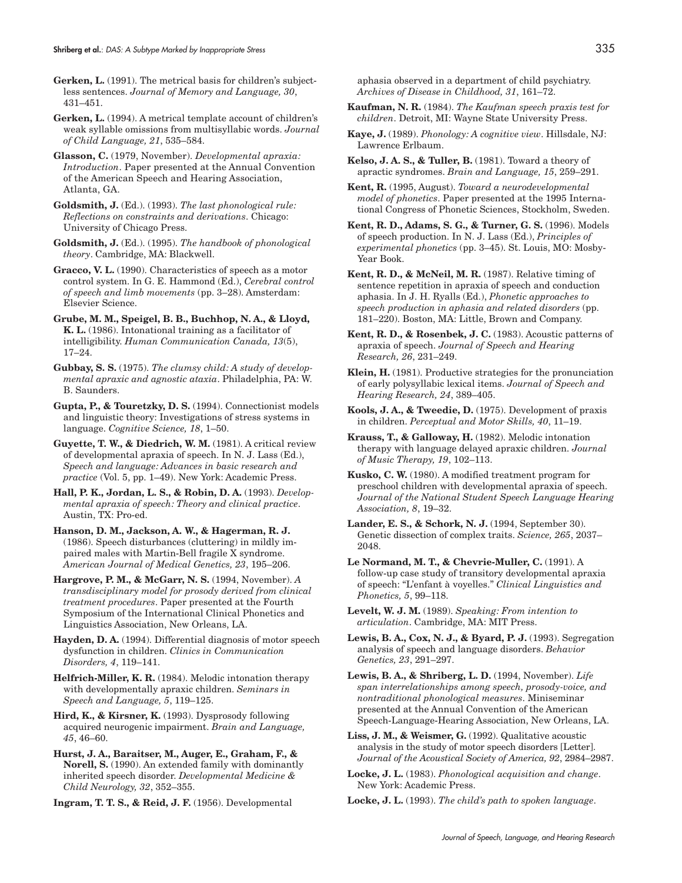**Gerken, L.** (1991). The metrical basis for children's subjectless sentences. *Journal of Memory and Language, 30*, 431–451.

**Gerken, L.** (1994). A metrical template account of children's weak syllable omissions from multisyllabic words. *Journal of Child Language, 21*, 535–584.

**Glasson, C.** (1979, November). *Developmental apraxia: Introduction*. Paper presented at the Annual Convention of the American Speech and Hearing Association, Atlanta, GA.

**Goldsmith, J.** (Ed.). (1993). *The last phonological rule: Reflections on constraints and derivations*. Chicago: University of Chicago Press.

**Goldsmith, J.** (Ed.). (1995). *The handbook of phonological theory*. Cambridge, MA: Blackwell.

**Gracco, V. L.** (1990). Characteristics of speech as a motor control system. In G. E. Hammond (Ed.), *Cerebral control of speech and limb movements* (pp. 3–28). Amsterdam: Elsevier Science.

**Grube, M. M., Speigel, B. B., Buchhop, N. A., & Lloyd, K. L.** (1986). Intonational training as a facilitator of intelligibility. *Human Communication Canada, 13*(5), 17–24.

**Gubbay, S. S.** (1975). *The clumsy child: A study of developmental apraxic and agnostic ataxia*. Philadelphia, PA: W. B. Saunders.

**Gupta, P., & Touretzky, D. S.** (1994). Connectionist models and linguistic theory: Investigations of stress systems in language. *Cognitive Science, 18*, 1–50.

**Guyette, T. W., & Diedrich, W. M.** (1981). A critical review of developmental apraxia of speech. In N. J. Lass (Ed.), *Speech and language: Advances in basic research and practice* (Vol. 5, pp. 1–49). New York: Academic Press.

**Hall, P. K., Jordan, L. S., & Robin, D. A.** (1993). *Developmental apraxia of speech: Theory and clinical practice*. Austin, TX: Pro-ed.

**Hanson, D. M., Jackson, A. W., & Hagerman, R. J.** (1986). Speech disturbances (cluttering) in mildly impaired males with Martin-Bell fragile X syndrome. *American Journal of Medical Genetics, 23*, 195–206.

**Hargrove, P. M., & McGarr, N. S.** (1994, November). *A transdisciplinary model for prosody derived from clinical treatment procedures*. Paper presented at the Fourth Symposium of the International Clinical Phonetics and Linguistics Association, New Orleans, LA.

**Hayden, D. A.** (1994). Differential diagnosis of motor speech dysfunction in children. *Clinics in Communication Disorders, 4*, 119–141.

**Helfrich-Miller, K. R.** (1984). Melodic intonation therapy with developmentally apraxic children. *Seminars in Speech and Language, 5*, 119–125.

**Hird, K., & Kirsner, K.** (1993). Dysprosody following acquired neurogenic impairment. *Brain and Language, 45*, 46–60.

**Hurst, J. A., Baraitser, M., Auger, E., Graham, F., & Norell, S.** (1990). An extended family with dominantly inherited speech disorder. *Developmental Medicine & Child Neurology, 32*, 352–355.

**Ingram, T. T. S., & Reid, J. F.** (1956). Developmental aphasia observed in a department of child psychiatry. *Archives of Disease in Childhood, 31*, 161–72.

**Kaufman, N. R.** (1984). *The Kaufman speech praxis test for children*. Detroit, MI: Wayne State University Press.

**Kaye, J.** (1989). *Phonology: A cognitive view*. Hillsdale, NJ: Lawrence Erlbaum.

**Kelso, J. A. S., & Tuller, B.** (1981). Toward a theory of apractic syndromes. *Brain and Language, 15*, 259–291.

**Kent, R.** (1995, August). *Toward a neurodevelopmental model of phonetics*. Paper presented at the 1995 International Congress of Phonetic Sciences, Stockholm, Sweden.

**Kent, R. D., Adams, S. G., & Turner, G. S.** (1996). Models of speech production. In N. J. Lass (Ed.), *Principles of experimental phonetics* (pp. 3–45). St. Louis, MO: Mosby-Year Book.

**Kent, R. D., & McNeil, M. R.** (1987). Relative timing of sentence repetition in apraxia of speech and conduction aphasia. In J. H. Ryalls (Ed.), *Phonetic approaches to speech production in aphasia and related disorders* (pp. 181–220). Boston, MA: Little, Brown and Company.

**Kent, R. D., & Rosenbek, J. C.** (1983). Acoustic patterns of apraxia of speech. *Journal of Speech and Hearing Research, 26*, 231–249.

**Klein, H.** (1981). Productive strategies for the pronunciation of early polysyllabic lexical items. *Journal of Speech and Hearing Research, 24*, 389–405.

**Kools, J. A., & Tweedie, D.** (1975). Development of praxis in children. *Perceptual and Motor Skills, 40*, 11–19.

**Krauss, T., & Galloway, H.** (1982). Melodic intonation therapy with language delayed apraxic children. *Journal of Music Therapy, 19*, 102–113.

**Kusko, C. W.** (1980). A modified treatment program for preschool children with developmental apraxia of speech. *Journal of the National Student Speech Language Hearing Association, 8*, 19–32.

**Lander, E. S., & Schork, N. J.** (1994, September 30). Genetic dissection of complex traits. *Science, 265*, 2037–2048.

**Le Normand, M. T., & Chevrie-Muller, C.** (1991). A follow-up case study of transitory developmental apraxia of speech: "L'enfant à voyelles." *Clinical Linguistics and Phonetics, 5*, 99–118.

**Levelt, W. J. M.** (1989). *Speaking: From intention to articulation*. Cambridge, MA: MIT Press.

**Lewis, B. A., Cox, N. J., & Byard, P. J.** (1993). Segregation analysis of speech and language disorders. *Behavior Genetics, 23*, 291–297.

**Lewis, B. A., & Shriberg, L. D.** (1994, November). *Life span interrelationships among speech, prosody-voice, and nontraditional phonological measures*. Miniseminar presented at the Annual Convention of the American Speech-Language-Hearing Association, New Orleans, LA.

**Liss, J. M., & Weismer, G.** (1992). Qualitative acoustic analysis in the study of motor speech disorders [Letter]. *Journal of the Acoustical Society of America, 92*, 2984–2987.

**Locke, J. L.** (1983). *Phonological acquisition and change*. New York: Academic Press.

**Locke, J. L.** (1993). *The child's path to spoken language*.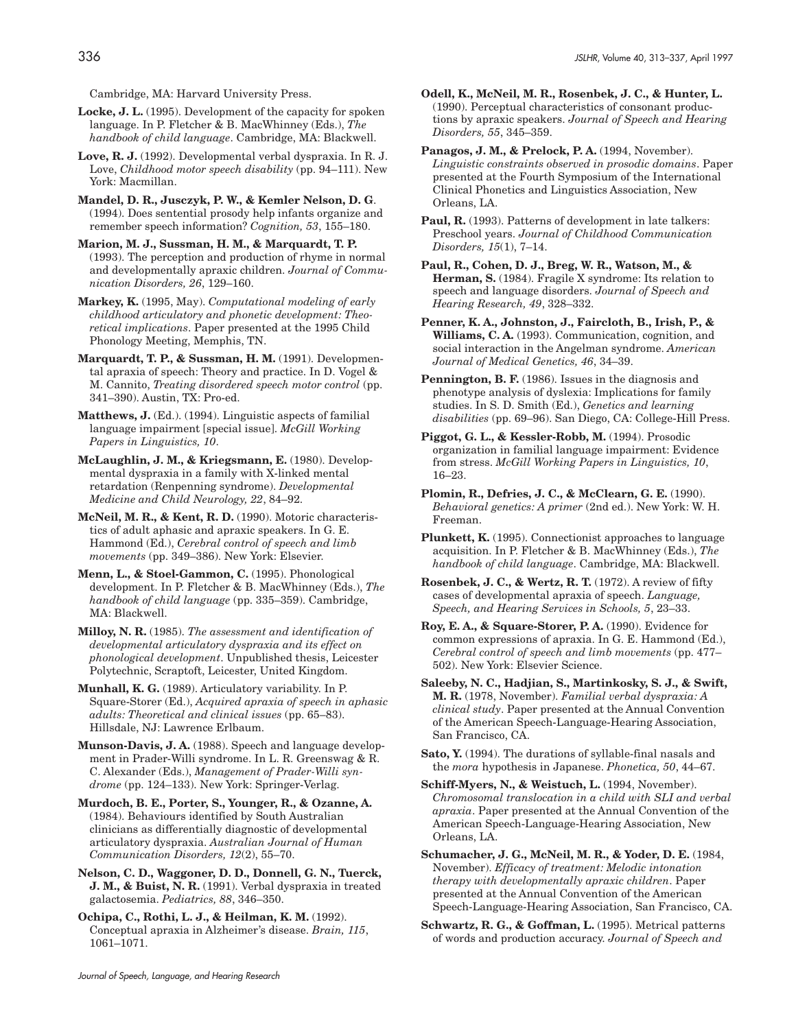Cambridge, MA: Harvard University Press.

**Locke, J. L.** (1995). Development of the capacity for spoken language. In P. Fletcher & B. MacWhinney (Eds.), *The handbook of child language*. Cambridge, MA: Blackwell.

**Love, R. J.** (1992). Developmental verbal dyspraxia. In R. J. Love, *Childhood motor speech disability* (pp. 94–111). New York: Macmillan.

**Mandel, D. R., Jusczyk, P. W., & Kemler Nelson, D. G**. (1994). Does sentential prosody help infants organize and remember speech information? *Cognition, 53*, 155–180.

**Marion, M. J., Sussman, H. M., & Marquardt, T. P.** (1993). The perception and production of rhyme in normal and developmentally apraxic children. *Journal of Communication Disorders, 26*, 129–160.

**Markey, K.** (1995, May). *Computational modeling of early childhood articulatory and phonetic development: Theoretical implications*. Paper presented at the 1995 Child Phonology Meeting, Memphis, TN.

**Marquardt, T. P., & Sussman, H. M.** (1991). Developmental apraxia of speech: Theory and practice. In D. Vogel & M. Cannito, *Treating disordered speech motor control* (pp. 341–390). Austin, TX: Pro-ed.

**Matthews, J.** (Ed.). (1994). Linguistic aspects of familial language impairment [special issue]. *McGill Working Papers in Linguistics, 10*.

**McLaughlin, J. M., & Kriegsmann, E.** (1980). Developmental dyspraxia in a family with X-linked mental retardation (Renpenning syndrome). *Developmental Medicine and Child Neurology, 22*, 84–92.

**McNeil, M. R., & Kent, R. D.** (1990). Motoric characteristics of adult aphasic and apraxic speakers. In G. E. Hammond (Ed.), *Cerebral control of speech and limb movements* (pp. 349–386). New York: Elsevier.

**Menn, L., & Stoel-Gammon, C.** (1995). Phonological development. In P. Fletcher & B. MacWhinney (Eds.), *The handbook of child language* (pp. 335–359). Cambridge, MA: Blackwell.

**Milloy, N. R.** (1985). *The assessment and identification of developmental articulatory dyspraxia and its effect on phonological development*. Unpublished thesis, Leicester Polytechnic, Scraptoft, Leicester, United Kingdom.

**Munhall, K. G.** (1989). Articulatory variability. In P. Square-Storer (Ed.), *Acquired apraxia of speech in aphasic adults: Theoretical and clinical issues* (pp. 65–83). Hillsdale, NJ: Lawrence Erlbaum.

**Munson-Davis, J. A.** (1988). Speech and language development in Prader-Willi syndrome. In L. R. Greenswag & R. C. Alexander (Eds.), *Management of Prader-Willi syndrome* (pp. 124–133). New York: Springer-Verlag.

**Murdoch, B. E., Porter, S., Younger, R., & Ozanne, A.** (1984). Behaviours identified by South Australian clinicians as differentially diagnostic of developmental articulatory dyspraxia. *Australian Journal of Human Communication Disorders, 12*(2), 55–70.

**Nelson, C. D., Waggoner, D. D., Donnell, G. N., Tuerck, J. M., & Buist, N. R.** (1991). Verbal dyspraxia in treated galactosemia. *Pediatrics, 88*, 346–350.

**Ochipa, C., Rothi, L. J., & Heilman, K. M.** (1992). Conceptual apraxia in Alzheimer's disease. *Brain, 115*, 1061–1071.

**Odell, K., McNeil, M. R., Rosenbek, J. C., & Hunter, L.** (1990). Perceptual characteristics of consonant productions by apraxic speakers. *Journal of Speech and Hearing Disorders, 55*, 345–359.

**Panagos, J. M., & Prelock, P. A.** (1994, November). *Linguistic constraints observed in prosodic domains*. Paper presented at the Fourth Symposium of the International Clinical Phonetics and Linguistics Association, New Orleans, LA.

**Paul, R.** (1993). Patterns of development in late talkers: Preschool years. *Journal of Childhood Communication Disorders, 15*(1), 7–14.

**Paul, R., Cohen, D. J., Breg, W. R., Watson, M., & Herman, S.** (1984). Fragile X syndrome: Its relation to speech and language disorders. *Journal of Speech and Hearing Research, 49*, 328–332.

**Penner, K. A., Johnston, J., Faircloth, B., Irish, P., & Williams, C. A.** (1993). Communication, cognition, and social interaction in the Angelman syndrome. *American Journal of Medical Genetics, 46*, 34–39.

**Pennington, B. F.** (1986). Issues in the diagnosis and phenotype analysis of dyslexia: Implications for family studies. In S. D. Smith (Ed.), *Genetics and learning disabilities* (pp. 69–96). San Diego, CA: College-Hill Press.

**Piggot, G. L., & Kessler-Robb, M.** (1994). Prosodic organization in familial language impairment: Evidence from stress. *McGill Working Papers in Linguistics, 10*, 16–23.

**Plomin, R., Defries, J. C., & McClearn, G. E.** (1990). *Behavioral genetics: A primer* (2nd ed.). New York: W. H. Freeman.

**Plunkett, K.** (1995). Connectionist approaches to language acquisition. In P. Fletcher & B. MacWhinney (Eds.), *The handbook of child language*. Cambridge, MA: Blackwell.

**Rosenbek, J. C., & Wertz, R. T.** (1972). A review of fifty cases of developmental apraxia of speech. *Language, Speech, and Hearing Services in Schools, 5*, 23–33.

**Roy, E. A., & Square-Storer, P. A.** (1990). Evidence for common expressions of apraxia. In G. E. Hammond (Ed.), *Cerebral control of speech and limb movements* (pp. 477–502). New York: Elsevier Science.

**Saleeby, N. C., Hadjian, S., Martinkosky, S. J., & Swift, M. R.** (1978, November). *Familial verbal dyspraxia: A clinical study*. Paper presented at the Annual Convention of the American Speech-Language-Hearing Association, San Francisco, CA.

**Sato, Y.** (1994). The durations of syllable-final nasals and the *mora* hypothesis in Japanese. *Phonetica, 50*, 44–67.

**Schiff-Myers, N., & Weistuch, L.** (1994, November). *Chromosomal translocation in a child with SLI and verbal apraxia*. Paper presented at the Annual Convention of the American Speech-Language-Hearing Association, New Orleans, LA.

**Schumacher, J. G., McNeil, M. R., & Yoder, D. E.** (1984, November). *Efficacy of treatment: Melodic intonation therapy with developmentally apraxic children*. Paper presented at the Annual Convention of the American Speech-Language-Hearing Association, San Francisco, CA.

**Schwartz, R. G., & Goffman, L.** (1995). Metrical patterns of words and production accuracy. *Journal of Speech and*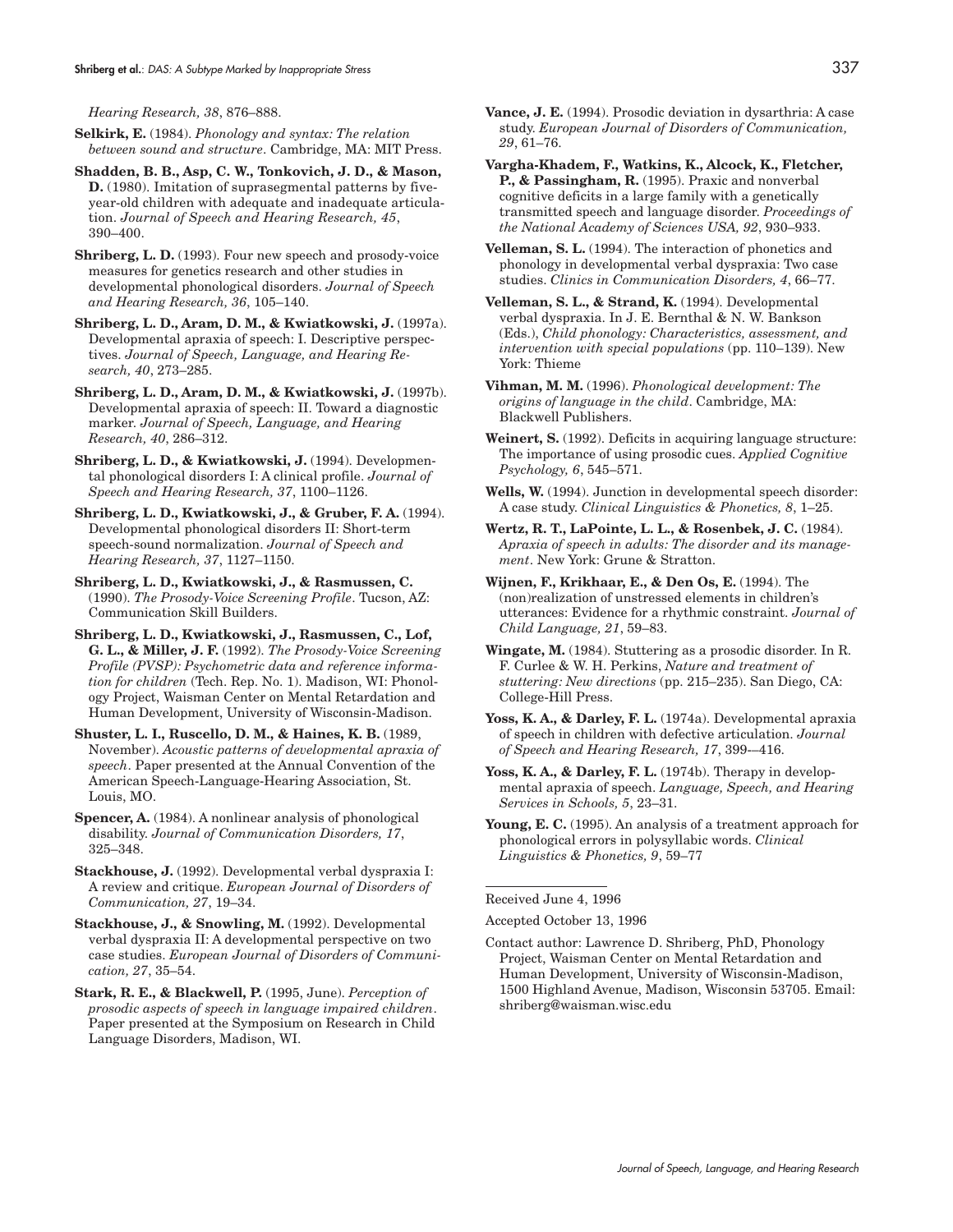*Hearing Research, 38*, 876–888.

**Selkirk, E.** (1984). *Phonology and syntax: The relation between sound and structure*. Cambridge, MA: MIT Press.

**Shadden, B. B., Asp, C. W., Tonkovich, J. D., & Mason, D.** (1980). Imitation of suprasegmental patterns by five-year-old children with adequate and inadequate articulation. *Journal of Speech and Hearing Research, 45*, 390–400.

**Shriberg, L. D.** (1993). Four new speech and prosody-voice measures for genetics research and other studies in developmental phonological disorders. *Journal of Speech and Hearing Research, 36*, 105–140.

**Shriberg, L. D., Aram, D. M., & Kwiatkowski, J.** (1997a). Developmental apraxia of speech: I. Descriptive perspectives. *Journal of Speech, Language, and Hearing Research, 40*, 273–285.

**Shriberg, L. D., Aram, D. M., & Kwiatkowski, J.** (1997b). Developmental apraxia of speech: II. Toward a diagnostic marker. *Journal of Speech, Language, and Hearing Research, 40*, 286–312.

**Shriberg, L. D., & Kwiatkowski, J.** (1994). Developmental phonological disorders I: A clinical profile. *Journal of Speech and Hearing Research, 37*, 1100–1126.

**Shriberg, L. D., Kwiatkowski, J., & Gruber, F. A.** (1994). Developmental phonological disorders II: Short-term speech-sound normalization. *Journal of Speech and Hearing Research, 37*, 1127–1150.

**Shriberg, L. D., Kwiatkowski, J., & Rasmussen, C.** (1990). *The Prosody-Voice Screening Profile*. Tucson, AZ: Communication Skill Builders.

**Shriberg, L. D., Kwiatkowski, J., Rasmussen, C., Lof, G. L., & Miller, J. F.** (1992). *The Prosody-Voice Screening Profile (PVSP): Psychometric data and reference information for children* (Tech. Rep. No. 1). Madison, WI: Phonology Project, Waisman Center on Mental Retardation and Human Development, University of Wisconsin-Madison.

**Shuster, L. I., Ruscello, D. M., & Haines, K. B.** (1989, November). *Acoustic patterns of developmental apraxia of speech*. Paper presented at the Annual Convention of the American Speech-Language-Hearing Association, St. Louis, MO.

**Spencer, A.** (1984). A nonlinear analysis of phonological disability. *Journal of Communication Disorders, 17*, 325–348.

**Stackhouse, J.** (1992). Developmental verbal dyspraxia I: A review and critique. *European Journal of Disorders of Communication, 27*, 19–34.

**Stackhouse, J., & Snowling, M.** (1992). Developmental verbal dyspraxia II: A developmental perspective on two case studies. *European Journal of Disorders of Communication, 27*, 35–54.

**Stark, R. E., & Blackwell, P.** (1995, June). *Perception of prosodic aspects of speech in language impaired children*. Paper presented at the Symposium on Research in Child Language Disorders, Madison, WI.

**Vance, J. E.** (1994). Prosodic deviation in dysarthria: A case study. *European Journal of Disorders of Communication, 29*, 61–76.

**Vargha-Khadem, F., Watkins, K., Alcock, K., Fletcher, P., & Passingham, R.** (1995). Praxic and nonverbal cognitive deficits in a large family with a genetically transmitted speech and language disorder. *Proceedings of the National Academy of Sciences USA, 92*, 930–933.

**Velleman, S. L.** (1994). The interaction of phonetics and phonology in developmental verbal dyspraxia: Two case studies. *Clinics in Communication Disorders, 4*, 66–77.

**Velleman, S. L., & Strand, K.** (1994). Developmental verbal dyspraxia. In J. E. Bernthal & N. W. Bankson (Eds.), *Child phonology: Characteristics, assessment, and intervention with special populations* (pp. 110–139). New York: Thieme

**Vihman, M. M.** (1996). *Phonological development: The origins of language in the child*. Cambridge, MA: Blackwell Publishers.

**Weinert, S.** (1992). Deficits in acquiring language structure: The importance of using prosodic cues. *Applied Cognitive Psychology, 6*, 545–571.

**Wells, W.** (1994). Junction in developmental speech disorder: A case study. *Clinical Linguistics & Phonetics, 8*, 1–25.

**Wertz, R. T., LaPointe, L. L., & Rosenbek, J. C.** (1984). *Apraxia of speech in adults: The disorder and its management*. New York: Grune & Stratton.

**Wijnen, F., Krikhaar, E., & Den Os, E.** (1994). The (non)realization of unstressed elements in children's utterances: Evidence for a rhythmic constraint. *Journal of Child Language, 21*, 59–83.

**Wingate, M.** (1984). Stuttering as a prosodic disorder. In R. F. Curlee & W. H. Perkins, *Nature and treatment of stuttering: New directions* (pp. 215–235). San Diego, CA: College-Hill Press.

**Yoss, K. A., & Darley, F. L.** (1974a). Developmental apraxia of speech in children with defective articulation. *Journal of Speech and Hearing Research, 17*, 399-–416.

**Yoss, K. A., & Darley, F. L.** (1974b). Therapy in developmental apraxia of speech. *Language, Speech, and Hearing Services in Schools, 5*, 23–31.

**Young, E. C.** (1995). An analysis of a treatment approach for phonological errors in polysyllabic words. *Clinical Linguistics & Phonetics, 9*, 59–77

---

Received June 4, 1996

Accepted October 13, 1996

Contact author: Lawrence D. Shriberg, PhD, Phonology Project, Waisman Center on Mental Retardation and Human Development, University of Wisconsin-Madison, 1500 Highland Avenue, Madison, Wisconsin 53705. Email: shriberg@waisman.wisc.edu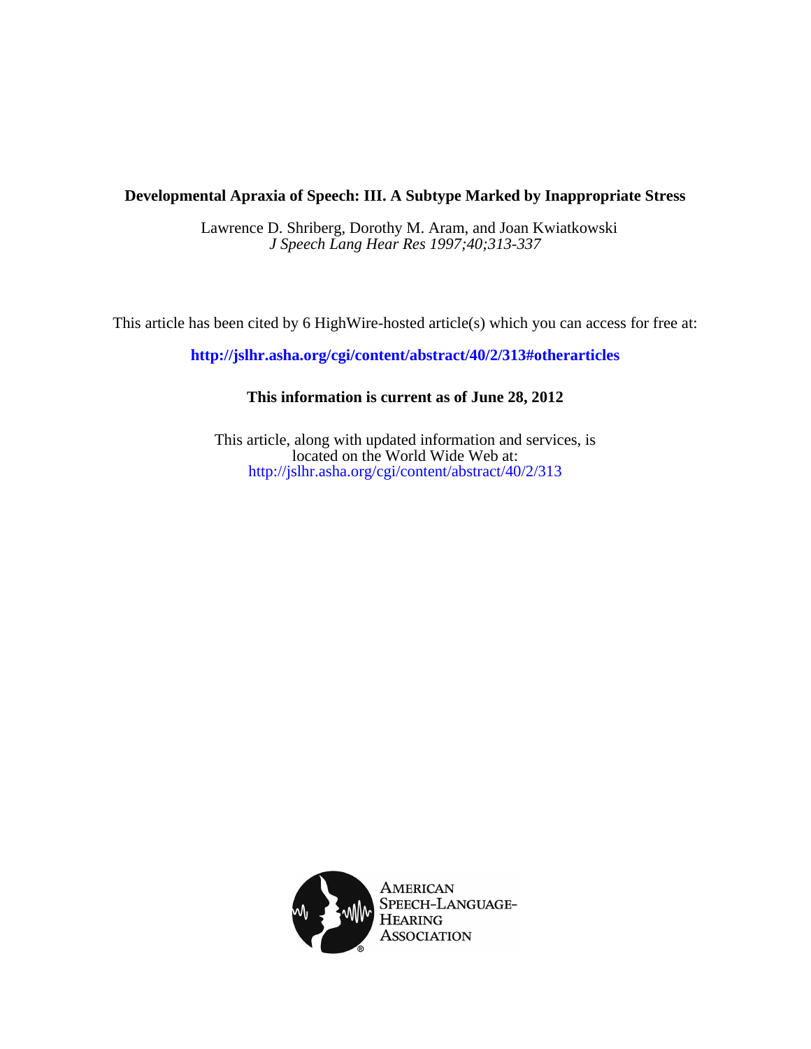**Developmental Apraxia of Speech: III. A Subtype Marked by Inappropriate Stress**

Lawrence D. Shriberg, Dorothy M. Aram, and Joan Kwiatkowski
*J Speech Lang Hear Res 1997;40;313-337*

This article has been cited by 6 HighWire-hosted article(s) which you can access for free at:

**http://jslhr.asha.org/cgi/content/abstract/40/2/313#otherarticles**

**This information is current as of June 28, 2012**

This article, along with updated information and services, is located on the World Wide Web at:
http://jslhr.asha.org/cgi/content/abstract/40/2/313

AMERICAN SPEECH-LANGUAGE-HEARING ASSOCIATION